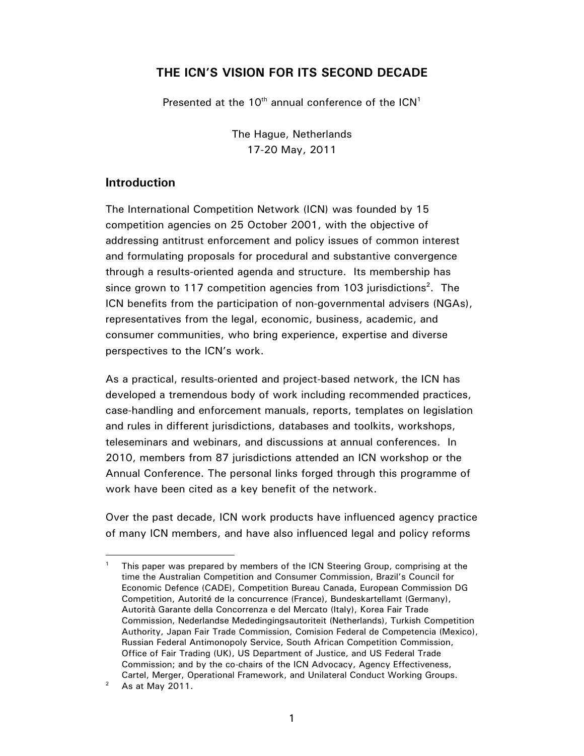# THE ICN'S VISION FOR ITS SECOND DECADE

Presented at the 10th annual conference of the ICN[1]

The Hague, Netherlands
17-20 May, 2011

## Introduction

The International Competition Network (ICN) was founded by 15 competition agencies on 25 October 2001, with the objective of addressing antitrust enforcement and policy issues of common interest and formulating proposals for procedural and substantive convergence through a results-oriented agenda and structure. Its membership has since grown to 117 competition agencies from 103 jurisdictions[2]. The ICN benefits from the participation of non-governmental advisers (NGAs), representatives from the legal, economic, business, academic, and consumer communities, who bring experience, expertise and diverse perspectives to the ICN's work.

As a practical, results-oriented and project-based network, the ICN has developed a tremendous body of work including recommended practices, case-handling and enforcement manuals, reports, templates on legislation and rules in different jurisdictions, databases and toolkits, workshops, teleseminars and webinars, and discussions at annual conferences. In 2010, members from 87 jurisdictions attended an ICN workshop or the Annual Conference. The personal links forged through this programme of work have been cited as a key benefit of the network.

Over the past decade, ICN work products have influenced agency practice of many ICN members, and have also influenced legal and policy reforms

---

[1] This paper was prepared by members of the ICN Steering Group, comprising at the time the Australian Competition and Consumer Commission, Brazil's Council for Economic Defence (CADE), Competition Bureau Canada, European Commission DG Competition, Autorité de la concurrence (France), Bundeskartellamt (Germany), Autorità Garante della Concorrenza e del Mercato (Italy), Korea Fair Trade Commission, Nederlandse Mededingingsautoriteit (Netherlands), Turkish Competition Authority, Japan Fair Trade Commission, Comision Federal de Competencia (Mexico), Russian Federal Antimonopoly Service, South African Competition Commission, Office of Fair Trading (UK), US Department of Justice, and US Federal Trade Commission; and by the co-chairs of the ICN Advocacy, Agency Effectiveness, Cartel, Merger, Operational Framework, and Unilateral Conduct Working Groups.

[2] As at May 2011.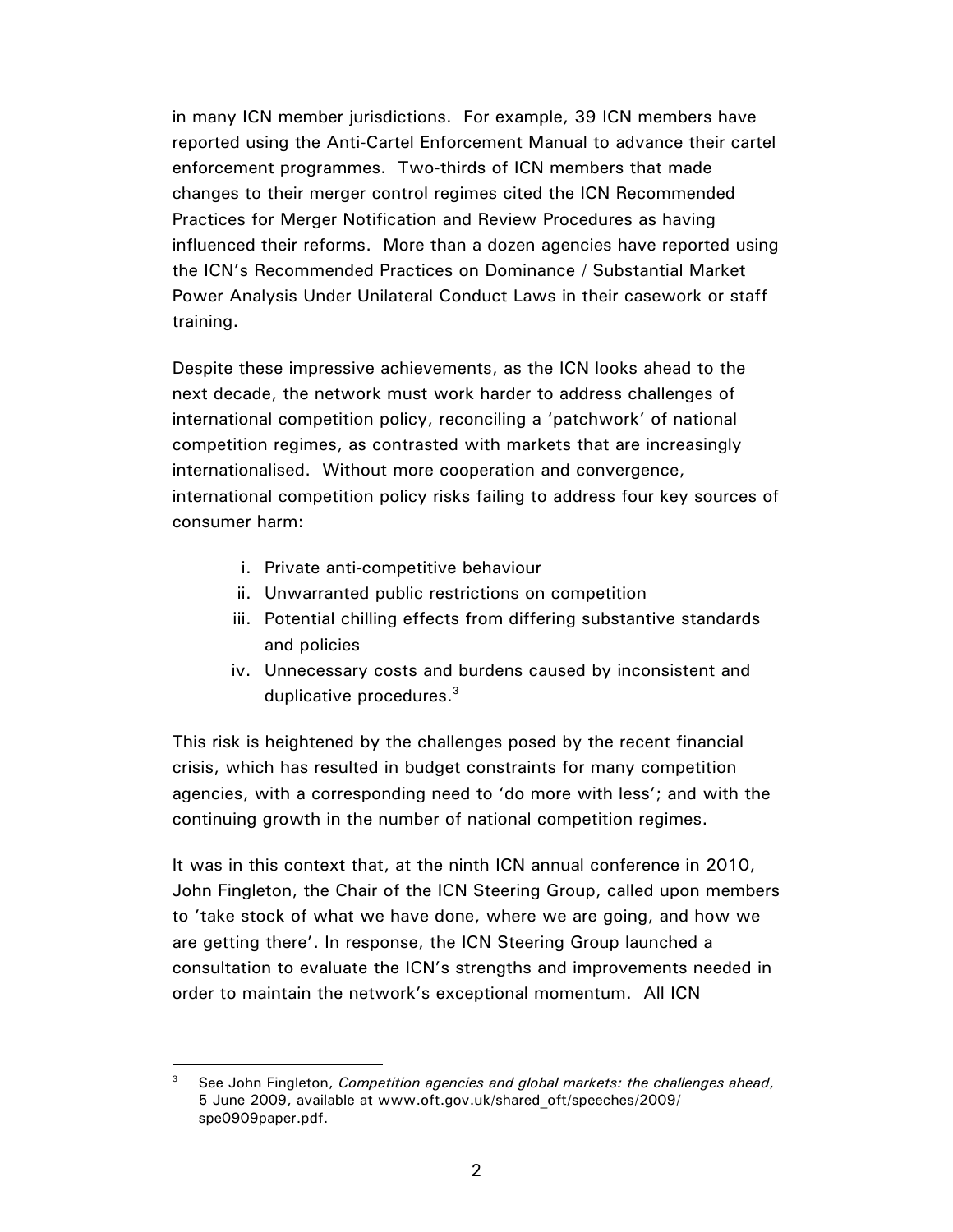in many ICN member jurisdictions. For example, 39 ICN members have reported using the Anti-Cartel Enforcement Manual to advance their cartel enforcement programmes. Two-thirds of ICN members that made changes to their merger control regimes cited the ICN Recommended Practices for Merger Notification and Review Procedures as having influenced their reforms. More than a dozen agencies have reported using the ICN's Recommended Practices on Dominance / Substantial Market Power Analysis Under Unilateral Conduct Laws in their casework or staff training.

Despite these impressive achievements, as the ICN looks ahead to the next decade, the network must work harder to address challenges of international competition policy, reconciling a 'patchwork' of national competition regimes, as contrasted with markets that are increasingly internationalised. Without more cooperation and convergence, international competition policy risks failing to address four key sources of consumer harm:

i. Private anti-competitive behaviour
ii. Unwarranted public restrictions on competition
iii. Potential chilling effects from differing substantive standards and policies
iv. Unnecessary costs and burdens caused by inconsistent and duplicative procedures.[3]

This risk is heightened by the challenges posed by the recent financial crisis, which has resulted in budget constraints for many competition agencies, with a corresponding need to 'do more with less'; and with the continuing growth in the number of national competition regimes.

It was in this context that, at the ninth ICN annual conference in 2010, John Fingleton, the Chair of the ICN Steering Group, called upon members to 'take stock of what we have done, where we are going, and how we are getting there'. In response, the ICN Steering Group launched a consultation to evaluate the ICN's strengths and improvements needed in order to maintain the network's exceptional momentum. All ICN

---

[3] See John Fingleton, *Competition agencies and global markets: the challenges ahead*, 5 June 2009, available at www.oft.gov.uk/shared_oft/speeches/2009/spe0909paper.pdf.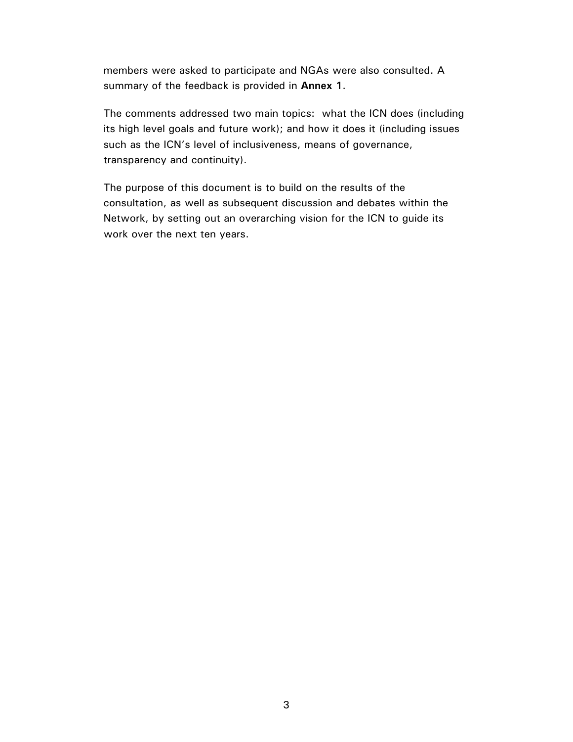members were asked to participate and NGAs were also consulted. A summary of the feedback is provided in **Annex 1**.

The comments addressed two main topics: what the ICN does (including its high level goals and future work); and how it does it (including issues such as the ICN's level of inclusiveness, means of governance, transparency and continuity).

The purpose of this document is to build on the results of the consultation, as well as subsequent discussion and debates within the Network, by setting out an overarching vision for the ICN to guide its work over the next ten years.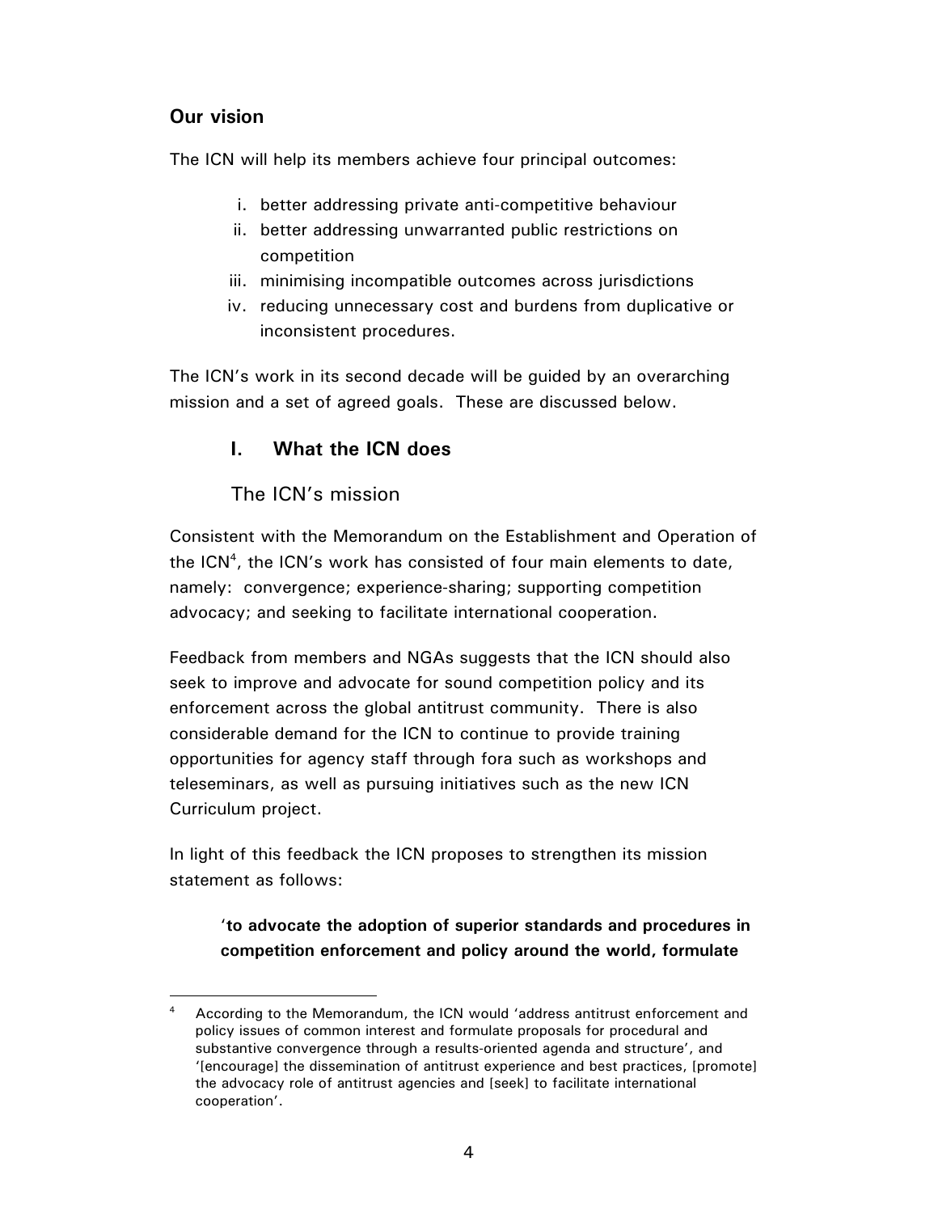## Our vision

The ICN will help its members achieve four principal outcomes:

i. better addressing private anti-competitive behaviour
ii. better addressing unwarranted public restrictions on competition
iii. minimising incompatible outcomes across jurisdictions
iv. reducing unnecessary cost and burdens from duplicative or inconsistent procedures.

The ICN's work in its second decade will be guided by an overarching mission and a set of agreed goals. These are discussed below.

### I. What the ICN does

#### The ICN's mission

Consistent with the Memorandum on the Establishment and Operation of the ICN[4], the ICN's work has consisted of four main elements to date, namely: convergence; experience-sharing; supporting competition advocacy; and seeking to facilitate international cooperation.

Feedback from members and NGAs suggests that the ICN should also seek to improve and advocate for sound competition policy and its enforcement across the global antitrust community. There is also considerable demand for the ICN to continue to provide training opportunities for agency staff through fora such as workshops and teleseminars, as well as pursuing initiatives such as the new ICN Curriculum project.

In light of this feedback the ICN proposes to strengthen its mission statement as follows:

> '**to advocate the adoption of superior standards and procedures in competition enforcement and policy around the world, formulate**

---

[4] According to the Memorandum, the ICN would 'address antitrust enforcement and policy issues of common interest and formulate proposals for procedural and substantive convergence through a results-oriented agenda and structure', and '[encourage] the dissemination of antitrust experience and best practices, [promote] the advocacy role of antitrust agencies and [seek] to facilitate international cooperation'.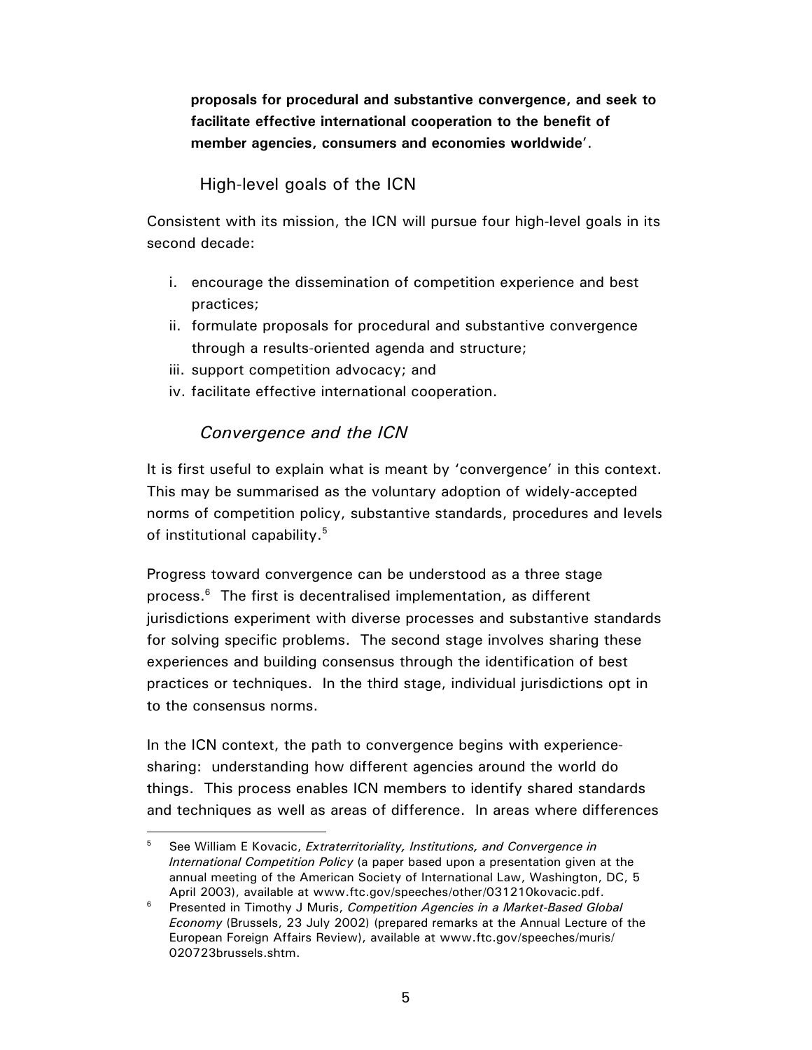**proposals for procedural and substantive convergence, and seek to facilitate effective international cooperation to the benefit of member agencies, consumers and economies worldwide**'.

## High-level goals of the ICN

Consistent with its mission, the ICN will pursue four high-level goals in its second decade:

i. encourage the dissemination of competition experience and best practices;
ii. formulate proposals for procedural and substantive convergence through a results-oriented agenda and structure;
iii. support competition advocacy; and
iv. facilitate effective international cooperation.

### *Convergence and the ICN*

It is first useful to explain what is meant by 'convergence' in this context. This may be summarised as the voluntary adoption of widely-accepted norms of competition policy, substantive standards, procedures and levels of institutional capability.[5]

Progress toward convergence can be understood as a three stage process.[6] The first is decentralised implementation, as different jurisdictions experiment with diverse processes and substantive standards for solving specific problems. The second stage involves sharing these experiences and building consensus through the identification of best practices or techniques. In the third stage, individual jurisdictions opt in to the consensus norms.

In the ICN context, the path to convergence begins with experience-sharing: understanding how different agencies around the world do things. This process enables ICN members to identify shared standards and techniques as well as areas of difference. In areas where differences

---

[5] See William E Kovacic, *Extraterritoriality, Institutions, and Convergence in International Competition Policy* (a paper based upon a presentation given at the annual meeting of the American Society of International Law, Washington, DC, 5 April 2003), available at www.ftc.gov/speeches/other/031210kovacic.pdf.

[6] Presented in Timothy J Muris, *Competition Agencies in a Market-Based Global Economy* (Brussels, 23 July 2002) (prepared remarks at the Annual Lecture of the European Foreign Affairs Review), available at www.ftc.gov/speeches/muris/020723brussels.shtm.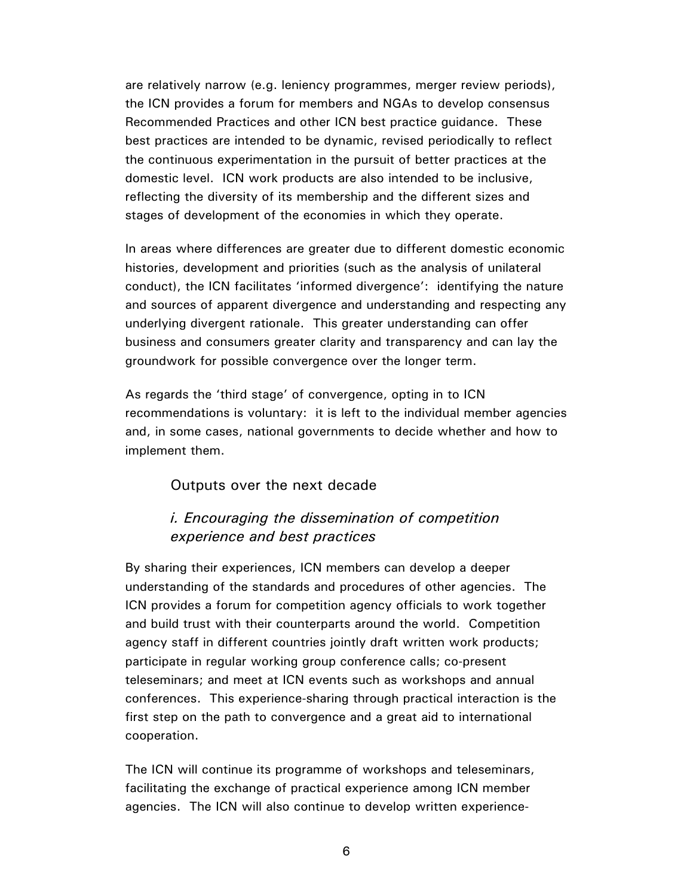are relatively narrow (e.g. leniency programmes, merger review periods), the ICN provides a forum for members and NGAs to develop consensus Recommended Practices and other ICN best practice guidance. These best practices are intended to be dynamic, revised periodically to reflect the continuous experimentation in the pursuit of better practices at the domestic level. ICN work products are also intended to be inclusive, reflecting the diversity of its membership and the different sizes and stages of development of the economies in which they operate.

In areas where differences are greater due to different domestic economic histories, development and priorities (such as the analysis of unilateral conduct), the ICN facilitates 'informed divergence': identifying the nature and sources of apparent divergence and understanding and respecting any underlying divergent rationale. This greater understanding can offer business and consumers greater clarity and transparency and can lay the groundwork for possible convergence over the longer term.

As regards the 'third stage' of convergence, opting in to ICN recommendations is voluntary: it is left to the individual member agencies and, in some cases, national governments to decide whether and how to implement them.

### Outputs over the next decade

### *i. Encouraging the dissemination of competition experience and best practices*

By sharing their experiences, ICN members can develop a deeper understanding of the standards and procedures of other agencies. The ICN provides a forum for competition agency officials to work together and build trust with their counterparts around the world. Competition agency staff in different countries jointly draft written work products; participate in regular working group conference calls; co-present teleseminars; and meet at ICN events such as workshops and annual conferences. This experience-sharing through practical interaction is the first step on the path to convergence and a great aid to international cooperation.

The ICN will continue its programme of workshops and teleseminars, facilitating the exchange of practical experience among ICN member agencies. The ICN will also continue to develop written experience-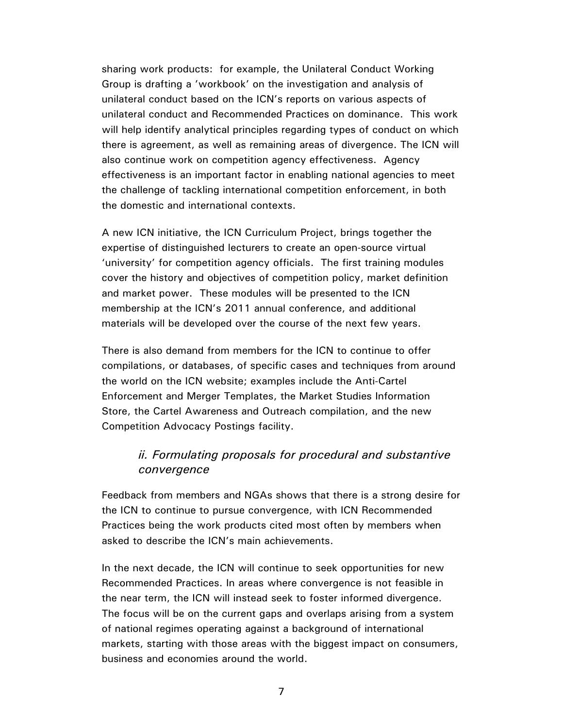sharing work products: for example, the Unilateral Conduct Working Group is drafting a 'workbook' on the investigation and analysis of unilateral conduct based on the ICN's reports on various aspects of unilateral conduct and Recommended Practices on dominance. This work will help identify analytical principles regarding types of conduct on which there is agreement, as well as remaining areas of divergence. The ICN will also continue work on competition agency effectiveness. Agency effectiveness is an important factor in enabling national agencies to meet the challenge of tackling international competition enforcement, in both the domestic and international contexts.

A new ICN initiative, the ICN Curriculum Project, brings together the expertise of distinguished lecturers to create an open-source virtual 'university' for competition agency officials. The first training modules cover the history and objectives of competition policy, market definition and market power. These modules will be presented to the ICN membership at the ICN's 2011 annual conference, and additional materials will be developed over the course of the next few years.

There is also demand from members for the ICN to continue to offer compilations, or databases, of specific cases and techniques from around the world on the ICN website; examples include the Anti-Cartel Enforcement and Merger Templates, the Market Studies Information Store, the Cartel Awareness and Outreach compilation, and the new Competition Advocacy Postings facility.

### *ii. Formulating proposals for procedural and substantive convergence*

Feedback from members and NGAs shows that there is a strong desire for the ICN to continue to pursue convergence, with ICN Recommended Practices being the work products cited most often by members when asked to describe the ICN's main achievements.

In the next decade, the ICN will continue to seek opportunities for new Recommended Practices. In areas where convergence is not feasible in the near term, the ICN will instead seek to foster informed divergence. The focus will be on the current gaps and overlaps arising from a system of national regimes operating against a background of international markets, starting with those areas with the biggest impact on consumers, business and economies around the world.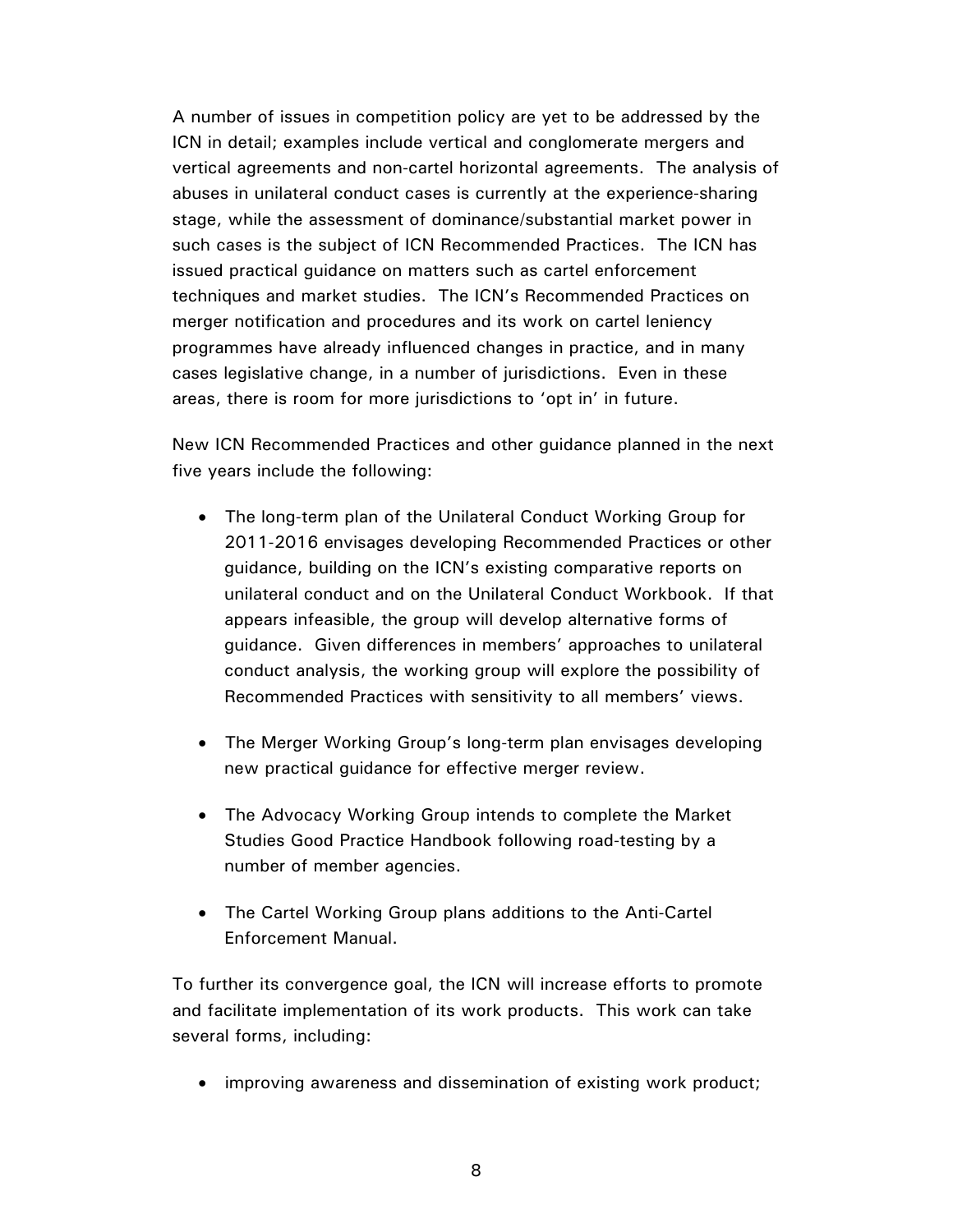A number of issues in competition policy are yet to be addressed by the ICN in detail; examples include vertical and conglomerate mergers and vertical agreements and non-cartel horizontal agreements. The analysis of abuses in unilateral conduct cases is currently at the experience-sharing stage, while the assessment of dominance/substantial market power in such cases is the subject of ICN Recommended Practices. The ICN has issued practical guidance on matters such as cartel enforcement techniques and market studies. The ICN's Recommended Practices on merger notification and procedures and its work on cartel leniency programmes have already influenced changes in practice, and in many cases legislative change, in a number of jurisdictions. Even in these areas, there is room for more jurisdictions to 'opt in' in future.

New ICN Recommended Practices and other guidance planned in the next five years include the following:

- The long-term plan of the Unilateral Conduct Working Group for 2011-2016 envisages developing Recommended Practices or other guidance, building on the ICN's existing comparative reports on unilateral conduct and on the Unilateral Conduct Workbook. If that appears infeasible, the group will develop alternative forms of guidance. Given differences in members' approaches to unilateral conduct analysis, the working group will explore the possibility of Recommended Practices with sensitivity to all members' views.

- The Merger Working Group's long-term plan envisages developing new practical guidance for effective merger review.

- The Advocacy Working Group intends to complete the Market Studies Good Practice Handbook following road-testing by a number of member agencies.

- The Cartel Working Group plans additions to the Anti-Cartel Enforcement Manual.

To further its convergence goal, the ICN will increase efforts to promote and facilitate implementation of its work products. This work can take several forms, including:

- improving awareness and dissemination of existing work product;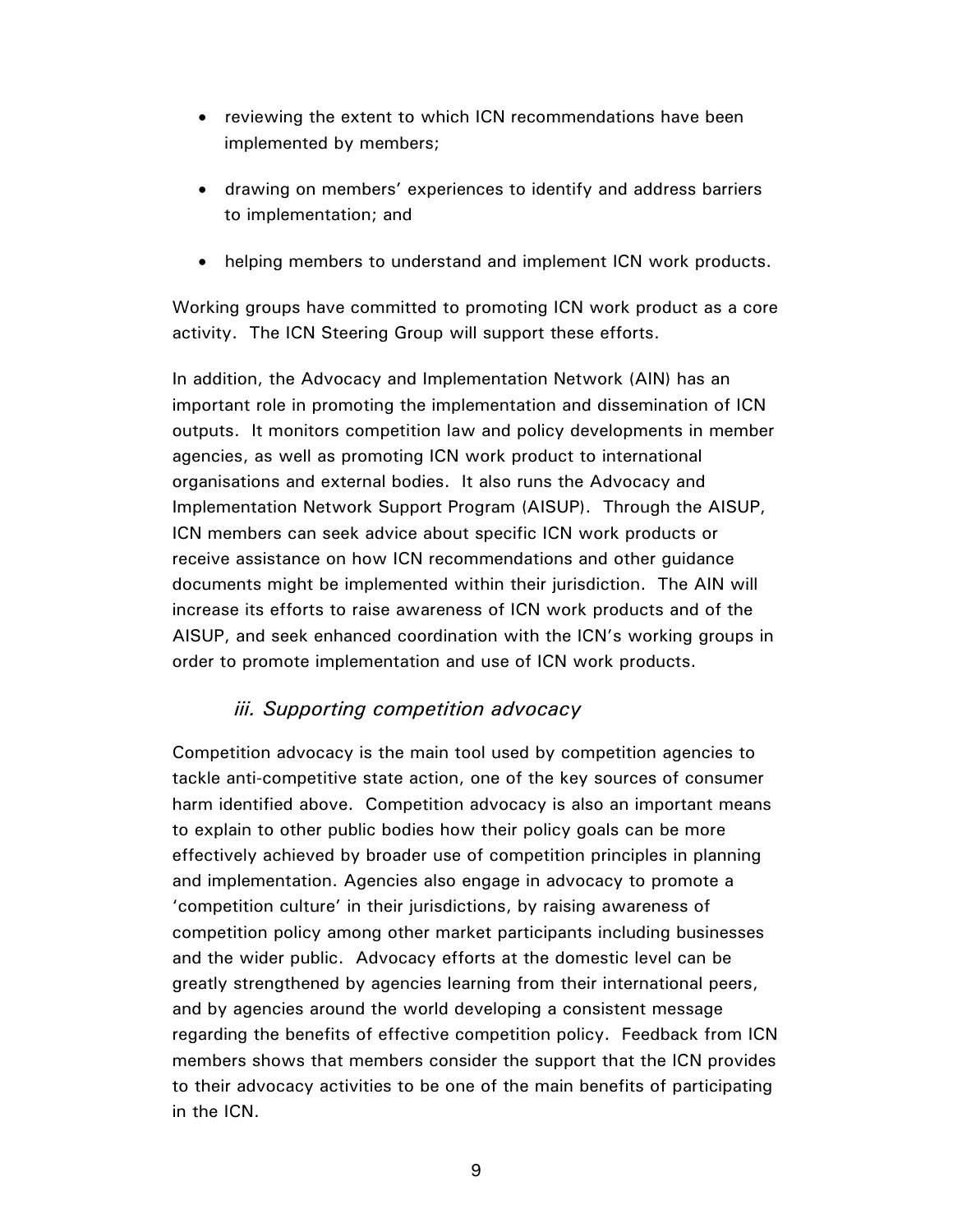- reviewing the extent to which ICN recommendations have been implemented by members;
- drawing on members' experiences to identify and address barriers to implementation; and
- helping members to understand and implement ICN work products.

Working groups have committed to promoting ICN work product as a core activity. The ICN Steering Group will support these efforts.

In addition, the Advocacy and Implementation Network (AIN) has an important role in promoting the implementation and dissemination of ICN outputs. It monitors competition law and policy developments in member agencies, as well as promoting ICN work product to international organisations and external bodies. It also runs the Advocacy and Implementation Network Support Program (AISUP). Through the AISUP, ICN members can seek advice about specific ICN work products or receive assistance on how ICN recommendations and other guidance documents might be implemented within their jurisdiction. The AIN will increase its efforts to raise awareness of ICN work products and of the AISUP, and seek enhanced coordination with the ICN's working groups in order to promote implementation and use of ICN work products.

### *iii. Supporting competition advocacy*

Competition advocacy is the main tool used by competition agencies to tackle anti-competitive state action, one of the key sources of consumer harm identified above. Competition advocacy is also an important means to explain to other public bodies how their policy goals can be more effectively achieved by broader use of competition principles in planning and implementation. Agencies also engage in advocacy to promote a 'competition culture' in their jurisdictions, by raising awareness of competition policy among other market participants including businesses and the wider public. Advocacy efforts at the domestic level can be greatly strengthened by agencies learning from their international peers, and by agencies around the world developing a consistent message regarding the benefits of effective competition policy. Feedback from ICN members shows that members consider the support that the ICN provides to their advocacy activities to be one of the main benefits of participating in the ICN.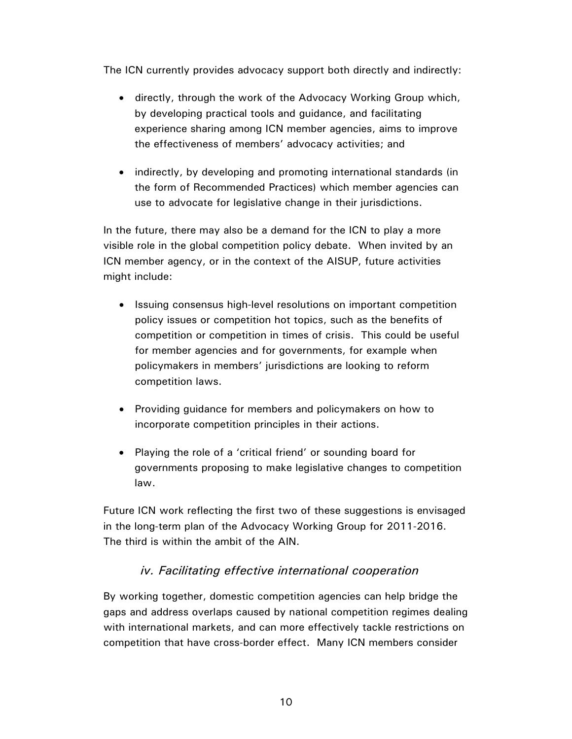The ICN currently provides advocacy support both directly and indirectly:

- directly, through the work of the Advocacy Working Group which, by developing practical tools and guidance, and facilitating experience sharing among ICN member agencies, aims to improve the effectiveness of members' advocacy activities; and

- indirectly, by developing and promoting international standards (in the form of Recommended Practices) which member agencies can use to advocate for legislative change in their jurisdictions.

In the future, there may also be a demand for the ICN to play a more visible role in the global competition policy debate. When invited by an ICN member agency, or in the context of the AISUP, future activities might include:

- Issuing consensus high-level resolutions on important competition policy issues or competition hot topics, such as the benefits of competition or competition in times of crisis. This could be useful for member agencies and for governments, for example when policymakers in members' jurisdictions are looking to reform competition laws.

- Providing guidance for members and policymakers on how to incorporate competition principles in their actions.

- Playing the role of a 'critical friend' or sounding board for governments proposing to make legislative changes to competition law.

Future ICN work reflecting the first two of these suggestions is envisaged in the long-term plan of the Advocacy Working Group for 2011-2016. The third is within the ambit of the AIN.

### *iv. Facilitating effective international cooperation*

By working together, domestic competition agencies can help bridge the gaps and address overlaps caused by national competition regimes dealing with international markets, and can more effectively tackle restrictions on competition that have cross-border effect. Many ICN members consider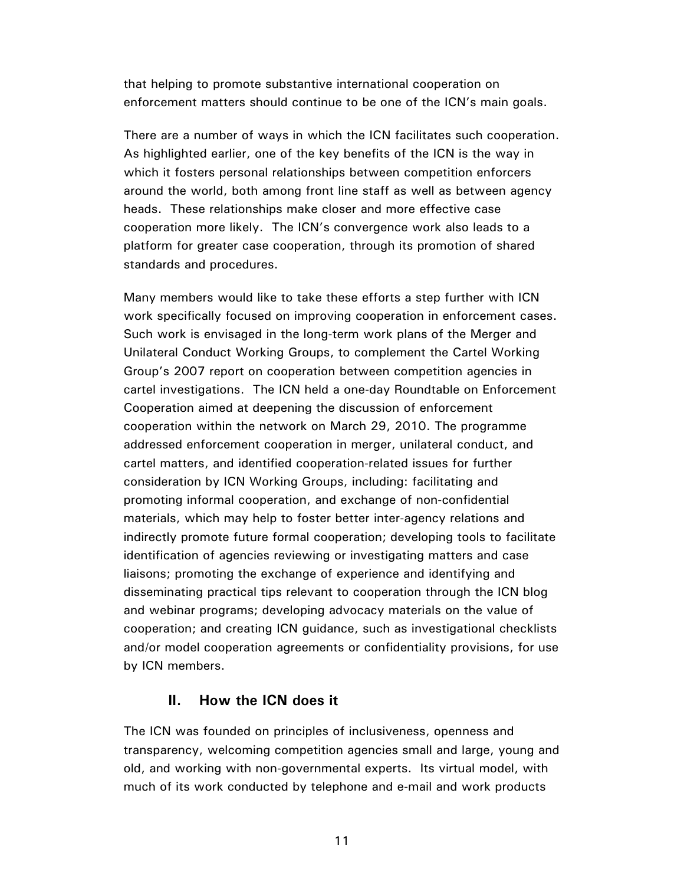that helping to promote substantive international cooperation on enforcement matters should continue to be one of the ICN's main goals.

There are a number of ways in which the ICN facilitates such cooperation. As highlighted earlier, one of the key benefits of the ICN is the way in which it fosters personal relationships between competition enforcers around the world, both among front line staff as well as between agency heads. These relationships make closer and more effective case cooperation more likely. The ICN's convergence work also leads to a platform for greater case cooperation, through its promotion of shared standards and procedures.

Many members would like to take these efforts a step further with ICN work specifically focused on improving cooperation in enforcement cases. Such work is envisaged in the long-term work plans of the Merger and Unilateral Conduct Working Groups, to complement the Cartel Working Group's 2007 report on cooperation between competition agencies in cartel investigations. The ICN held a one-day Roundtable on Enforcement Cooperation aimed at deepening the discussion of enforcement cooperation within the network on March 29, 2010. The programme addressed enforcement cooperation in merger, unilateral conduct, and cartel matters, and identified cooperation-related issues for further consideration by ICN Working Groups, including: facilitating and promoting informal cooperation, and exchange of non-confidential materials, which may help to foster better inter-agency relations and indirectly promote future formal cooperation; developing tools to facilitate identification of agencies reviewing or investigating matters and case liaisons; promoting the exchange of experience and identifying and disseminating practical tips relevant to cooperation through the ICN blog and webinar programs; developing advocacy materials on the value of cooperation; and creating ICN guidance, such as investigational checklists and/or model cooperation agreements or confidentiality provisions, for use by ICN members.

## II. How the ICN does it

The ICN was founded on principles of inclusiveness, openness and transparency, welcoming competition agencies small and large, young and old, and working with non-governmental experts. Its virtual model, with much of its work conducted by telephone and e-mail and work products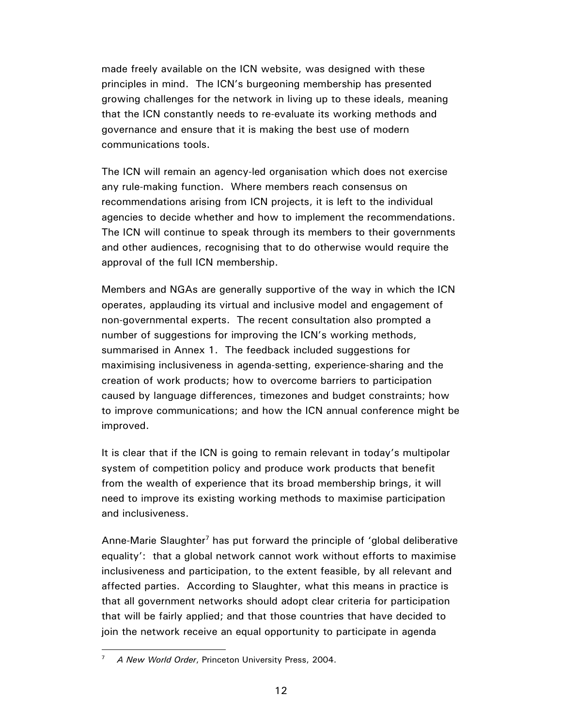made freely available on the ICN website, was designed with these principles in mind. The ICN's burgeoning membership has presented growing challenges for the network in living up to these ideals, meaning that the ICN constantly needs to re-evaluate its working methods and governance and ensure that it is making the best use of modern communications tools.

The ICN will remain an agency-led organisation which does not exercise any rule-making function. Where members reach consensus on recommendations arising from ICN projects, it is left to the individual agencies to decide whether and how to implement the recommendations. The ICN will continue to speak through its members to their governments and other audiences, recognising that to do otherwise would require the approval of the full ICN membership.

Members and NGAs are generally supportive of the way in which the ICN operates, applauding its virtual and inclusive model and engagement of non-governmental experts. The recent consultation also prompted a number of suggestions for improving the ICN's working methods, summarised in Annex 1. The feedback included suggestions for maximising inclusiveness in agenda-setting, experience-sharing and the creation of work products; how to overcome barriers to participation caused by language differences, timezones and budget constraints; how to improve communications; and how the ICN annual conference might be improved.

It is clear that if the ICN is going to remain relevant in today's multipolar system of competition policy and produce work products that benefit from the wealth of experience that its broad membership brings, it will need to improve its existing working methods to maximise participation and inclusiveness.

Anne-Marie Slaughter[7] has put forward the principle of 'global deliberative equality': that a global network cannot work without efforts to maximise inclusiveness and participation, to the extent feasible, by all relevant and affected parties. According to Slaughter, what this means in practice is that all government networks should adopt clear criteria for participation that will be fairly applied; and that those countries that have decided to join the network receive an equal opportunity to participate in agenda

---

[7] *A New World Order*, Princeton University Press, 2004.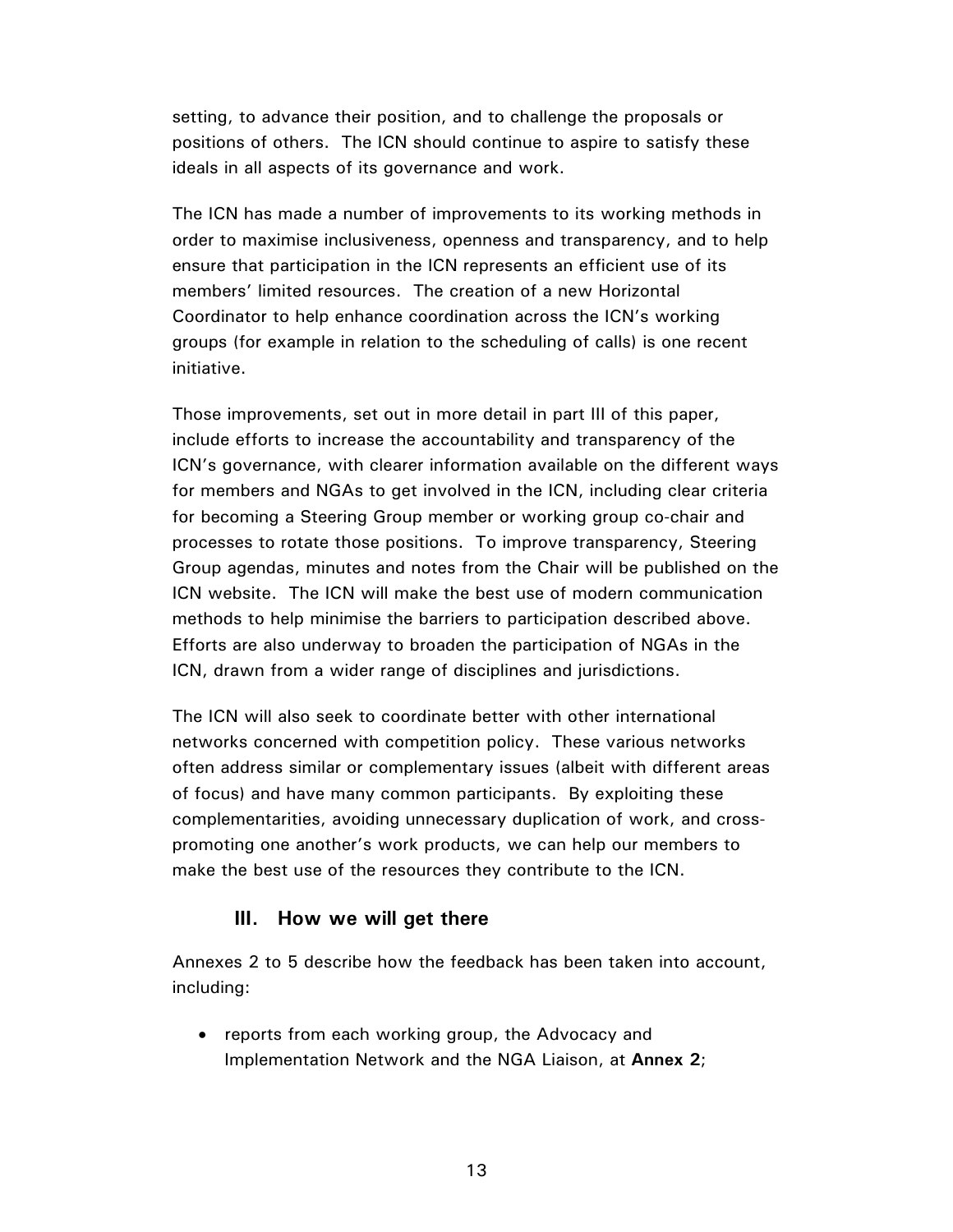setting, to advance their position, and to challenge the proposals or positions of others. The ICN should continue to aspire to satisfy these ideals in all aspects of its governance and work.

The ICN has made a number of improvements to its working methods in order to maximise inclusiveness, openness and transparency, and to help ensure that participation in the ICN represents an efficient use of its members' limited resources. The creation of a new Horizontal Coordinator to help enhance coordination across the ICN's working groups (for example in relation to the scheduling of calls) is one recent initiative.

Those improvements, set out in more detail in part III of this paper, include efforts to increase the accountability and transparency of the ICN's governance, with clearer information available on the different ways for members and NGAs to get involved in the ICN, including clear criteria for becoming a Steering Group member or working group co-chair and processes to rotate those positions. To improve transparency, Steering Group agendas, minutes and notes from the Chair will be published on the ICN website. The ICN will make the best use of modern communication methods to help minimise the barriers to participation described above. Efforts are also underway to broaden the participation of NGAs in the ICN, drawn from a wider range of disciplines and jurisdictions.

The ICN will also seek to coordinate better with other international networks concerned with competition policy. These various networks often address similar or complementary issues (albeit with different areas of focus) and have many common participants. By exploiting these complementarities, avoiding unnecessary duplication of work, and cross-promoting one another's work products, we can help our members to make the best use of the resources they contribute to the ICN.

## III. How we will get there

Annexes 2 to 5 describe how the feedback has been taken into account, including:

- reports from each working group, the Advocacy and Implementation Network and the NGA Liaison, at **Annex 2**;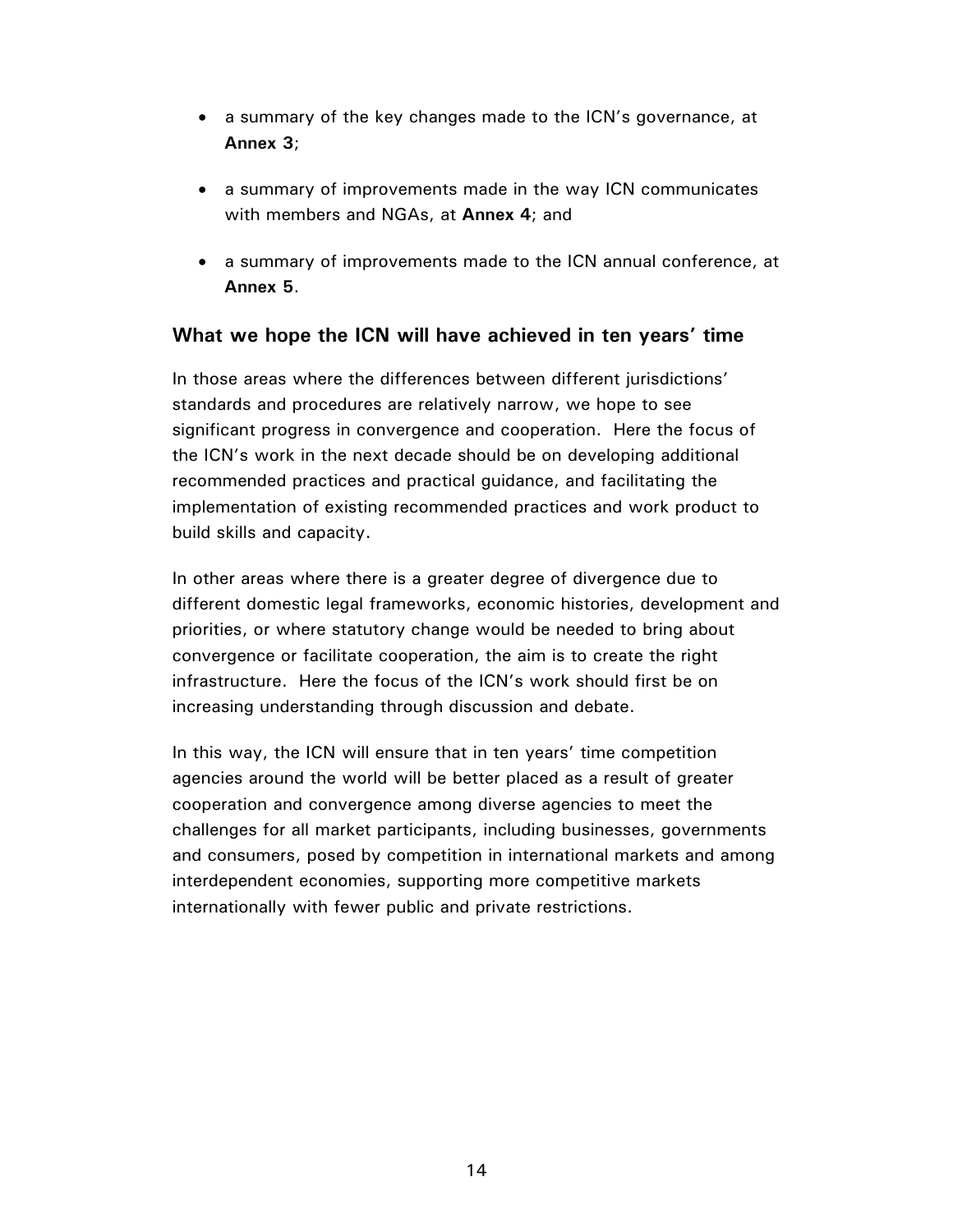- a summary of the key changes made to the ICN's governance, at **Annex 3**;

- a summary of improvements made in the way ICN communicates with members and NGAs, at **Annex 4**; and

- a summary of improvements made to the ICN annual conference, at **Annex 5**.

## What we hope the ICN will have achieved in ten years' time

In those areas where the differences between different jurisdictions' standards and procedures are relatively narrow, we hope to see significant progress in convergence and cooperation. Here the focus of the ICN's work in the next decade should be on developing additional recommended practices and practical guidance, and facilitating the implementation of existing recommended practices and work product to build skills and capacity.

In other areas where there is a greater degree of divergence due to different domestic legal frameworks, economic histories, development and priorities, or where statutory change would be needed to bring about convergence or facilitate cooperation, the aim is to create the right infrastructure. Here the focus of the ICN's work should first be on increasing understanding through discussion and debate.

In this way, the ICN will ensure that in ten years' time competition agencies around the world will be better placed as a result of greater cooperation and convergence among diverse agencies to meet the challenges for all market participants, including businesses, governments and consumers, posed by competition in international markets and among interdependent economies, supporting more competitive markets internationally with fewer public and private restrictions.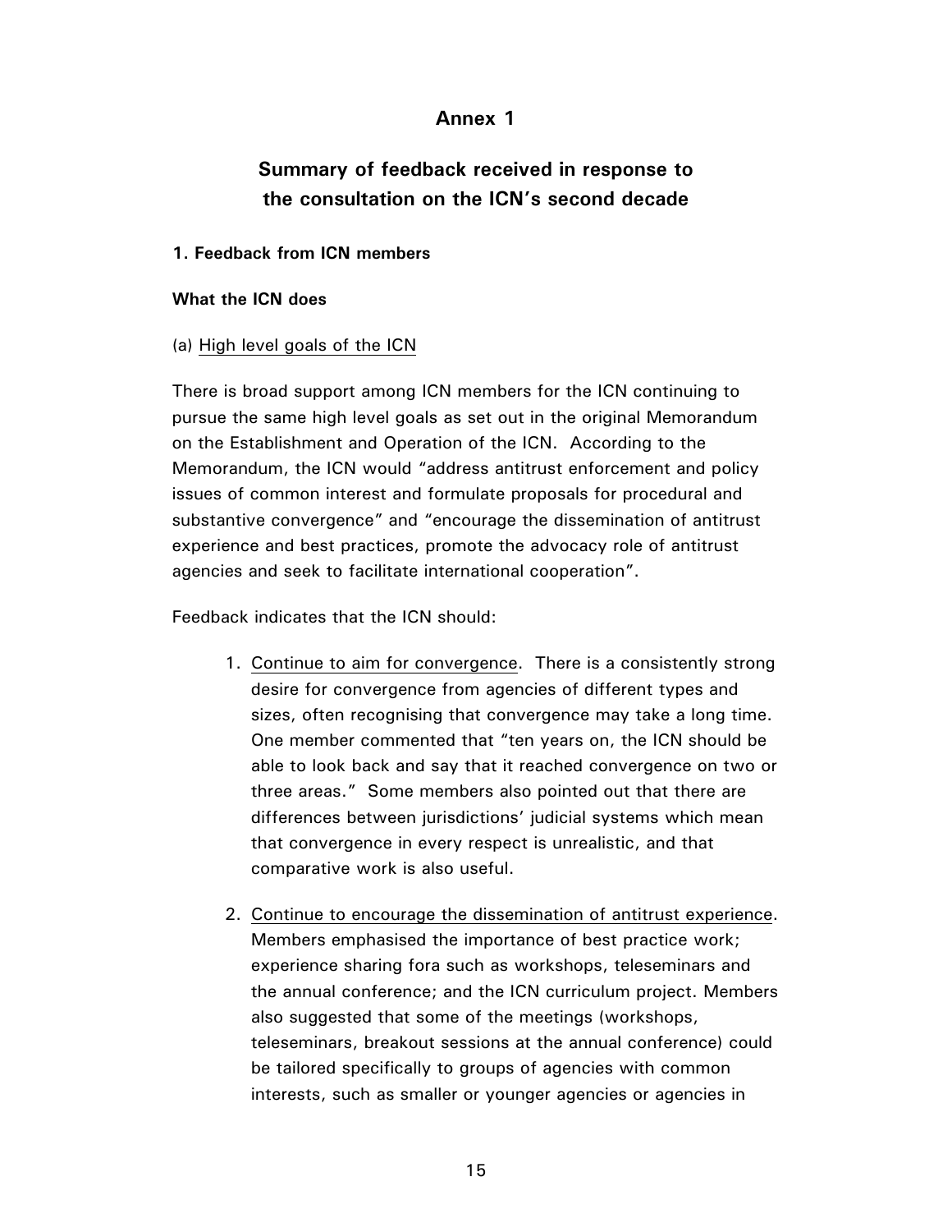# Annex 1

## Summary of feedback received in response to the consultation on the ICN's second decade

### 1. Feedback from ICN members

#### What the ICN does

(a) High level goals of the ICN

There is broad support among ICN members for the ICN continuing to pursue the same high level goals as set out in the original Memorandum on the Establishment and Operation of the ICN. According to the Memorandum, the ICN would "address antitrust enforcement and policy issues of common interest and formulate proposals for procedural and substantive convergence" and "encourage the dissemination of antitrust experience and best practices, promote the advocacy role of antitrust agencies and seek to facilitate international cooperation".

Feedback indicates that the ICN should:

1. Continue to aim for convergence. There is a consistently strong desire for convergence from agencies of different types and sizes, often recognising that convergence may take a long time. One member commented that "ten years on, the ICN should be able to look back and say that it reached convergence on two or three areas." Some members also pointed out that there are differences between jurisdictions' judicial systems which mean that convergence in every respect is unrealistic, and that comparative work is also useful.

2. Continue to encourage the dissemination of antitrust experience. Members emphasised the importance of best practice work; experience sharing fora such as workshops, teleseminars and the annual conference; and the ICN curriculum project. Members also suggested that some of the meetings (workshops, teleseminars, breakout sessions at the annual conference) could be tailored specifically to groups of agencies with common interests, such as smaller or younger agencies or agencies in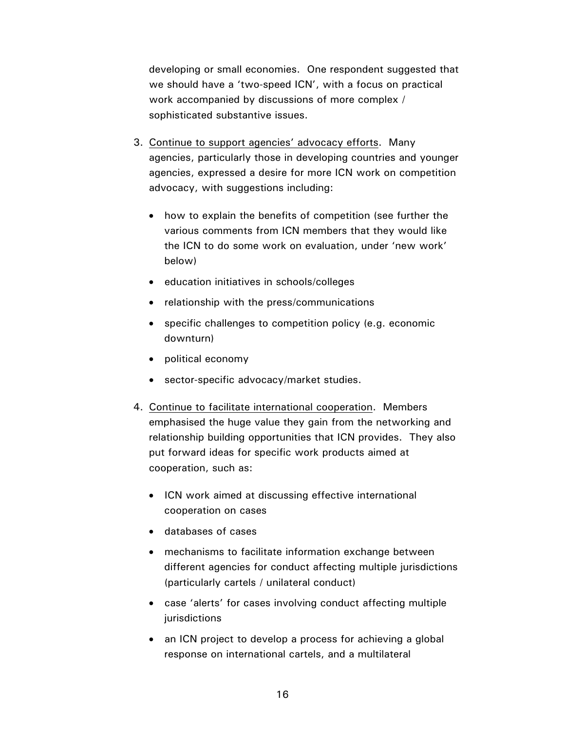developing or small economies. One respondent suggested that we should have a 'two-speed ICN', with a focus on practical work accompanied by discussions of more complex / sophisticated substantive issues.

3. <u>Continue to support agencies' advocacy efforts</u>. Many agencies, particularly those in developing countries and younger agencies, expressed a desire for more ICN work on competition advocacy, with suggestions including:

   - how to explain the benefits of competition (see further the various comments from ICN members that they would like the ICN to do some work on evaluation, under 'new work' below)
   - education initiatives in schools/colleges
   - relationship with the press/communications
   - specific challenges to competition policy (e.g. economic downturn)
   - political economy
   - sector-specific advocacy/market studies.

4. <u>Continue to facilitate international cooperation</u>. Members emphasised the huge value they gain from the networking and relationship building opportunities that ICN provides. They also put forward ideas for specific work products aimed at cooperation, such as:

   - ICN work aimed at discussing effective international cooperation on cases
   - databases of cases
   - mechanisms to facilitate information exchange between different agencies for conduct affecting multiple jurisdictions (particularly cartels / unilateral conduct)
   - case 'alerts' for cases involving conduct affecting multiple jurisdictions
   - an ICN project to develop a process for achieving a global response on international cartels, and a multilateral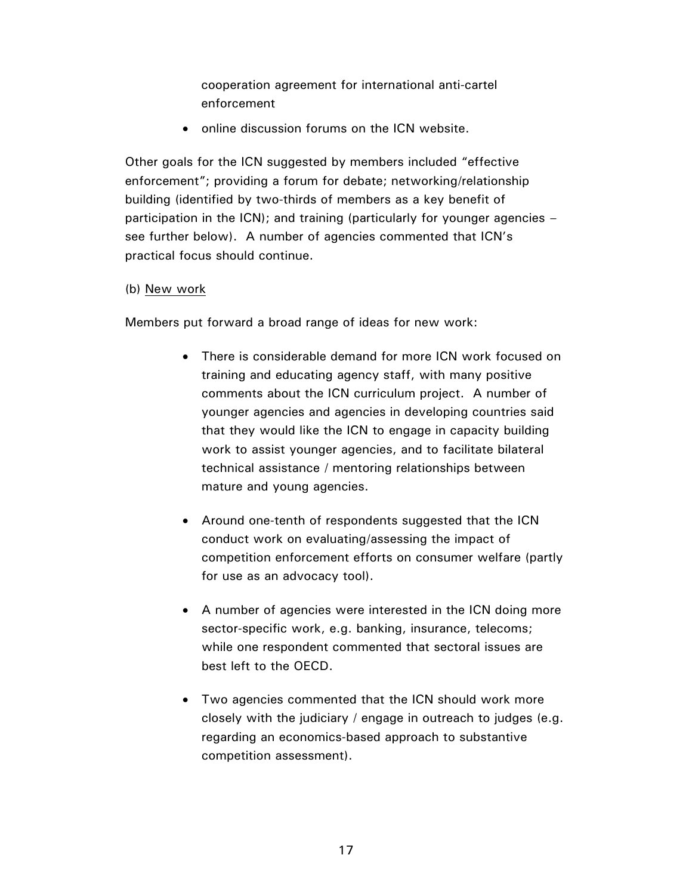cooperation agreement for international anti-cartel enforcement

- online discussion forums on the ICN website.

Other goals for the ICN suggested by members included "effective enforcement"; providing a forum for debate; networking/relationship building (identified by two-thirds of members as a key benefit of participation in the ICN); and training (particularly for younger agencies – see further below). A number of agencies commented that ICN's practical focus should continue.

(b) New work

Members put forward a broad range of ideas for new work:

- There is considerable demand for more ICN work focused on training and educating agency staff, with many positive comments about the ICN curriculum project. A number of younger agencies and agencies in developing countries said that they would like the ICN to engage in capacity building work to assist younger agencies, and to facilitate bilateral technical assistance / mentoring relationships between mature and young agencies.

- Around one-tenth of respondents suggested that the ICN conduct work on evaluating/assessing the impact of competition enforcement efforts on consumer welfare (partly for use as an advocacy tool).

- A number of agencies were interested in the ICN doing more sector-specific work, e.g. banking, insurance, telecoms; while one respondent commented that sectoral issues are best left to the OECD.

- Two agencies commented that the ICN should work more closely with the judiciary / engage in outreach to judges (e.g. regarding an economics-based approach to substantive competition assessment).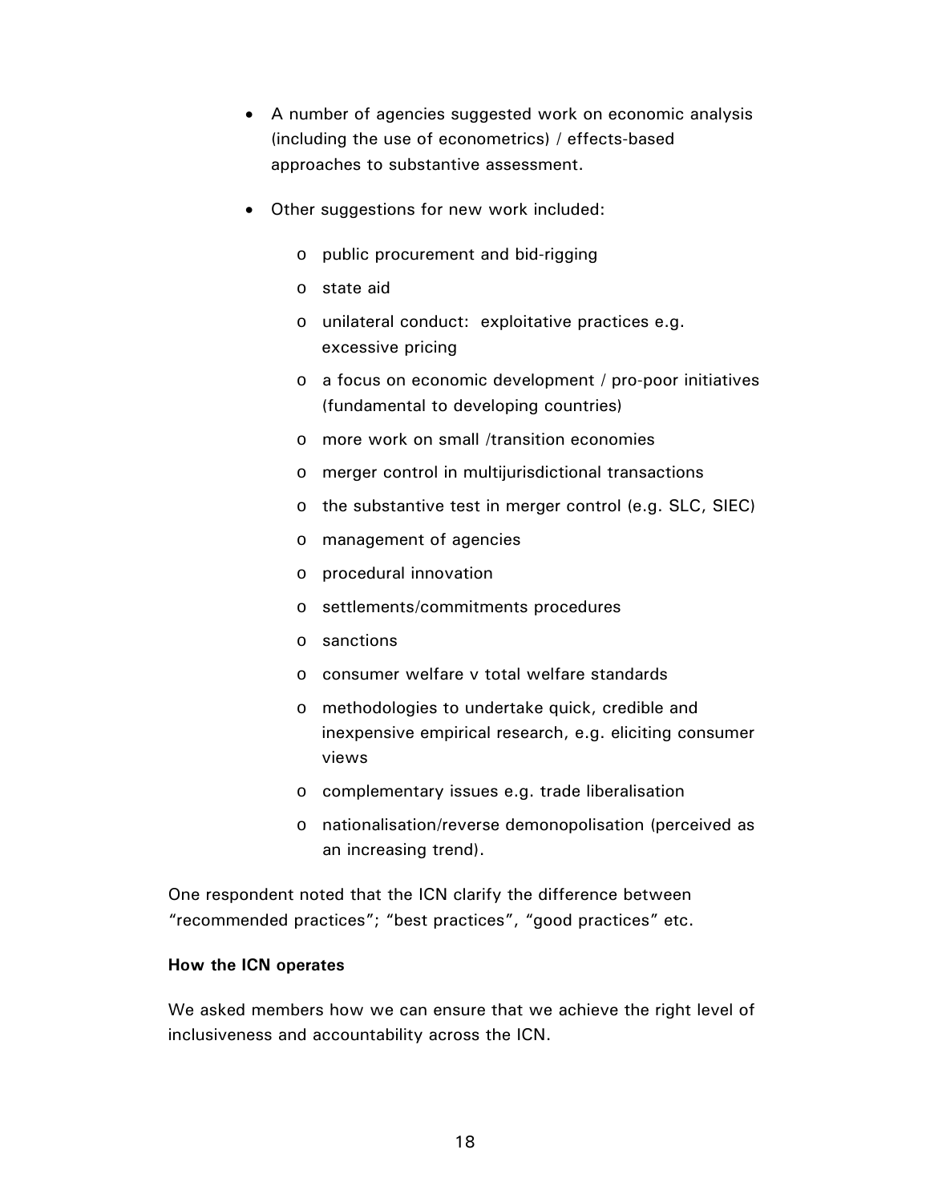- A number of agencies suggested work on economic analysis (including the use of econometrics) / effects-based approaches to substantive assessment.

- Other suggestions for new work included:

    - public procurement and bid-rigging
    - state aid
    - unilateral conduct:  exploitative practices e.g. excessive pricing
    - a focus on economic development / pro-poor initiatives (fundamental to developing countries)
    - more work on small /transition economies
    - merger control in multijurisdictional transactions
    - the substantive test in merger control (e.g. SLC, SIEC)
    - management of agencies
    - procedural innovation
    - settlements/commitments procedures
    - sanctions
    - consumer welfare v total welfare standards
    - methodologies to undertake quick, credible and inexpensive empirical research, e.g. eliciting consumer views
    - complementary issues e.g. trade liberalisation
    - nationalisation/reverse demonopolisation (perceived as an increasing trend).

One respondent noted that the ICN clarify the difference between "recommended practices"; "best practices", "good practices" etc.

**How the ICN operates**

We asked members how we can ensure that we achieve the right level of inclusiveness and accountability across the ICN.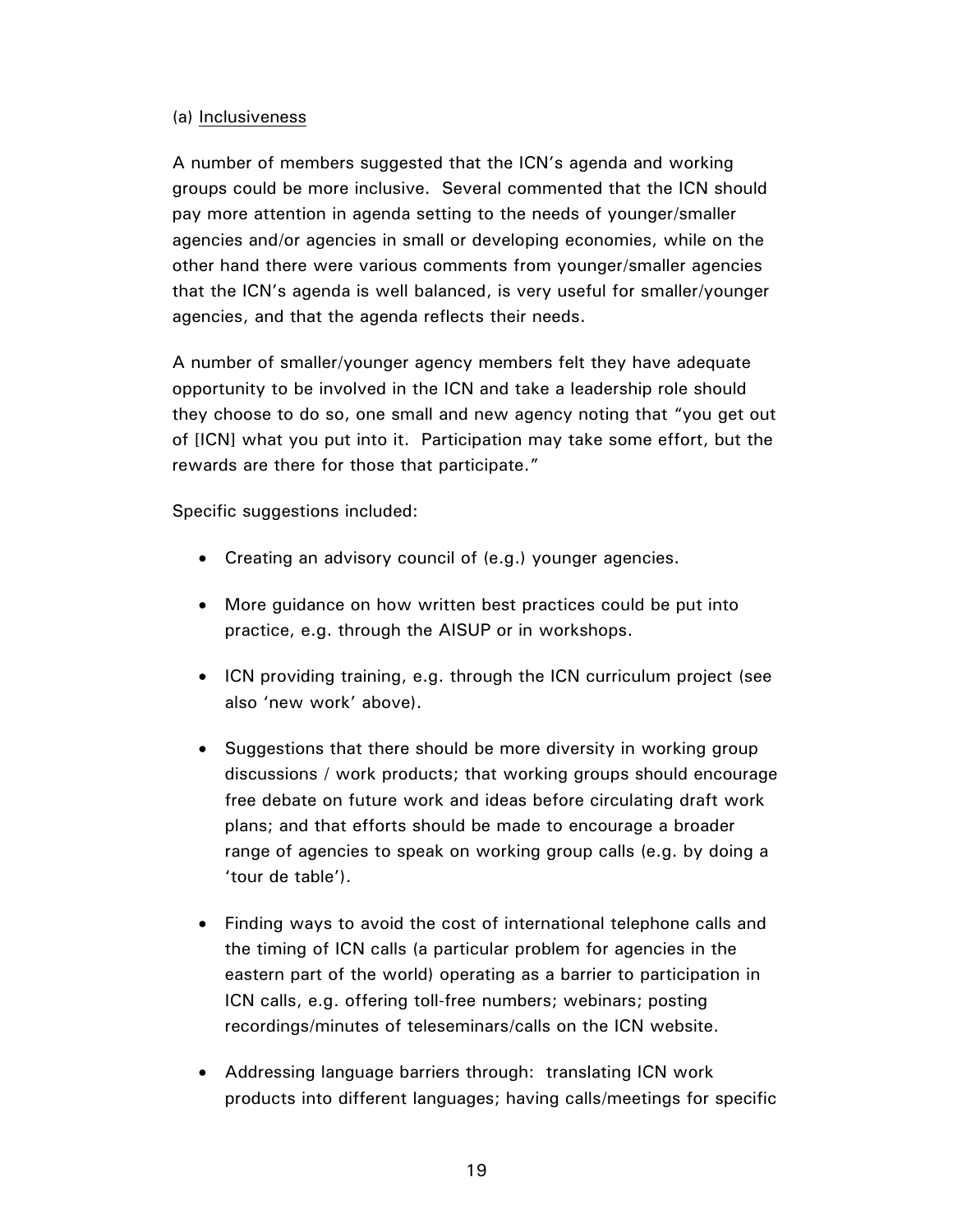(a) Inclusiveness

A number of members suggested that the ICN's agenda and working groups could be more inclusive. Several commented that the ICN should pay more attention in agenda setting to the needs of younger/smaller agencies and/or agencies in small or developing economies, while on the other hand there were various comments from younger/smaller agencies that the ICN's agenda is well balanced, is very useful for smaller/younger agencies, and that the agenda reflects their needs.

A number of smaller/younger agency members felt they have adequate opportunity to be involved in the ICN and take a leadership role should they choose to do so, one small and new agency noting that "you get out of [ICN] what you put into it. Participation may take some effort, but the rewards are there for those that participate."

Specific suggestions included:

- Creating an advisory council of (e.g.) younger agencies.
- More guidance on how written best practices could be put into practice, e.g. through the AISUP or in workshops.
- ICN providing training, e.g. through the ICN curriculum project (see also 'new work' above).
- Suggestions that there should be more diversity in working group discussions / work products; that working groups should encourage free debate on future work and ideas before circulating draft work plans; and that efforts should be made to encourage a broader range of agencies to speak on working group calls (e.g. by doing a 'tour de table').
- Finding ways to avoid the cost of international telephone calls and the timing of ICN calls (a particular problem for agencies in the eastern part of the world) operating as a barrier to participation in ICN calls, e.g. offering toll-free numbers; webinars; posting recordings/minutes of teleseminars/calls on the ICN website.
- Addressing language barriers through: translating ICN work products into different languages; having calls/meetings for specific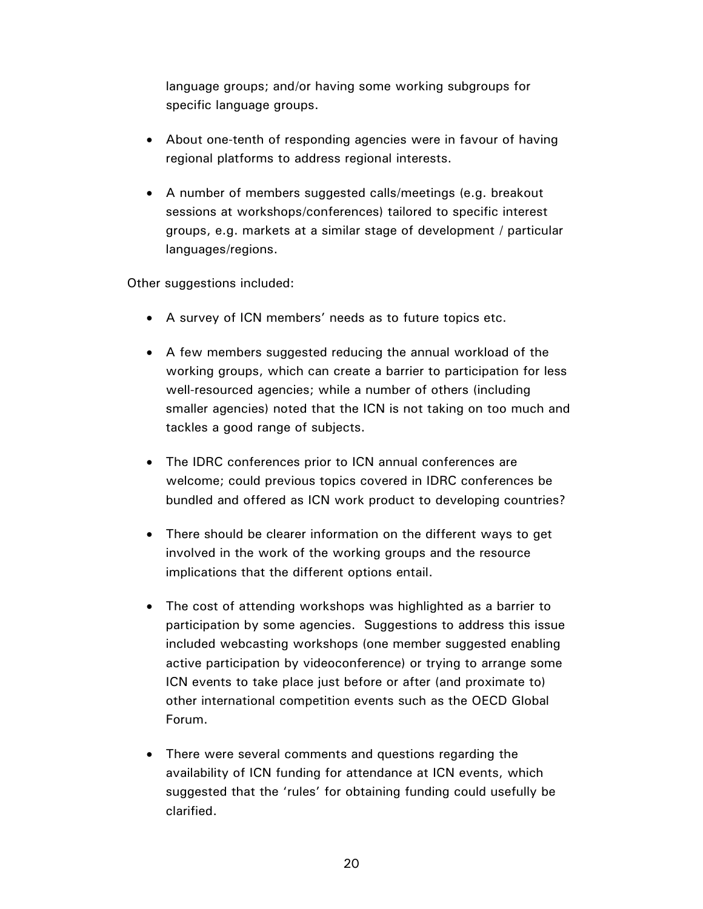language groups; and/or having some working subgroups for specific language groups.

- About one-tenth of responding agencies were in favour of having regional platforms to address regional interests.

- A number of members suggested calls/meetings (e.g. breakout sessions at workshops/conferences) tailored to specific interest groups, e.g. markets at a similar stage of development / particular languages/regions.

Other suggestions included:

- A survey of ICN members' needs as to future topics etc.

- A few members suggested reducing the annual workload of the working groups, which can create a barrier to participation for less well-resourced agencies; while a number of others (including smaller agencies) noted that the ICN is not taking on too much and tackles a good range of subjects.

- The IDRC conferences prior to ICN annual conferences are welcome; could previous topics covered in IDRC conferences be bundled and offered as ICN work product to developing countries?

- There should be clearer information on the different ways to get involved in the work of the working groups and the resource implications that the different options entail.

- The cost of attending workshops was highlighted as a barrier to participation by some agencies. Suggestions to address this issue included webcasting workshops (one member suggested enabling active participation by videoconference) or trying to arrange some ICN events to take place just before or after (and proximate to) other international competition events such as the OECD Global Forum.

- There were several comments and questions regarding the availability of ICN funding for attendance at ICN events, which suggested that the 'rules' for obtaining funding could usefully be clarified.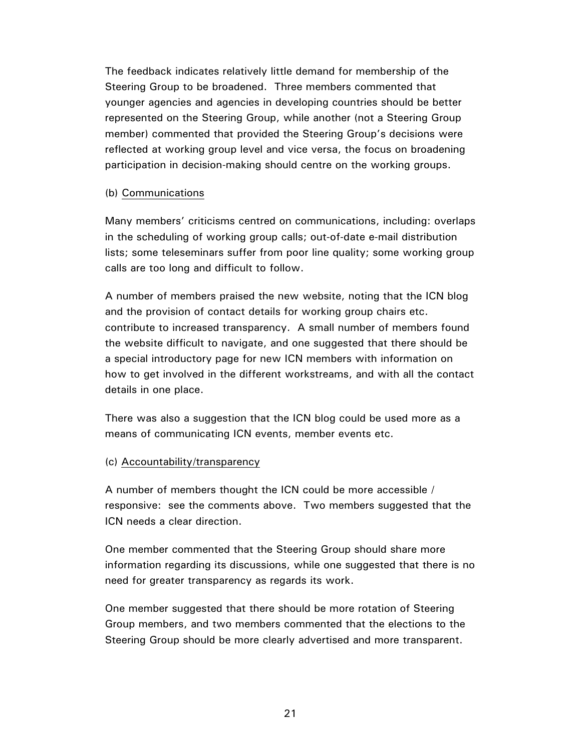The feedback indicates relatively little demand for membership of the Steering Group to be broadened. Three members commented that younger agencies and agencies in developing countries should be better represented on the Steering Group, while another (not a Steering Group member) commented that provided the Steering Group's decisions were reflected at working group level and vice versa, the focus on broadening participation in decision-making should centre on the working groups.

(b) Communications

Many members' criticisms centred on communications, including: overlaps in the scheduling of working group calls; out-of-date e-mail distribution lists; some teleseminars suffer from poor line quality; some working group calls are too long and difficult to follow.

A number of members praised the new website, noting that the ICN blog and the provision of contact details for working group chairs etc. contribute to increased transparency. A small number of members found the website difficult to navigate, and one suggested that there should be a special introductory page for new ICN members with information on how to get involved in the different workstreams, and with all the contact details in one place.

There was also a suggestion that the ICN blog could be used more as a means of communicating ICN events, member events etc.

(c) Accountability/transparency

A number of members thought the ICN could be more accessible / responsive: see the comments above. Two members suggested that the ICN needs a clear direction.

One member commented that the Steering Group should share more information regarding its discussions, while one suggested that there is no need for greater transparency as regards its work.

One member suggested that there should be more rotation of Steering Group members, and two members commented that the elections to the Steering Group should be more clearly advertised and more transparent.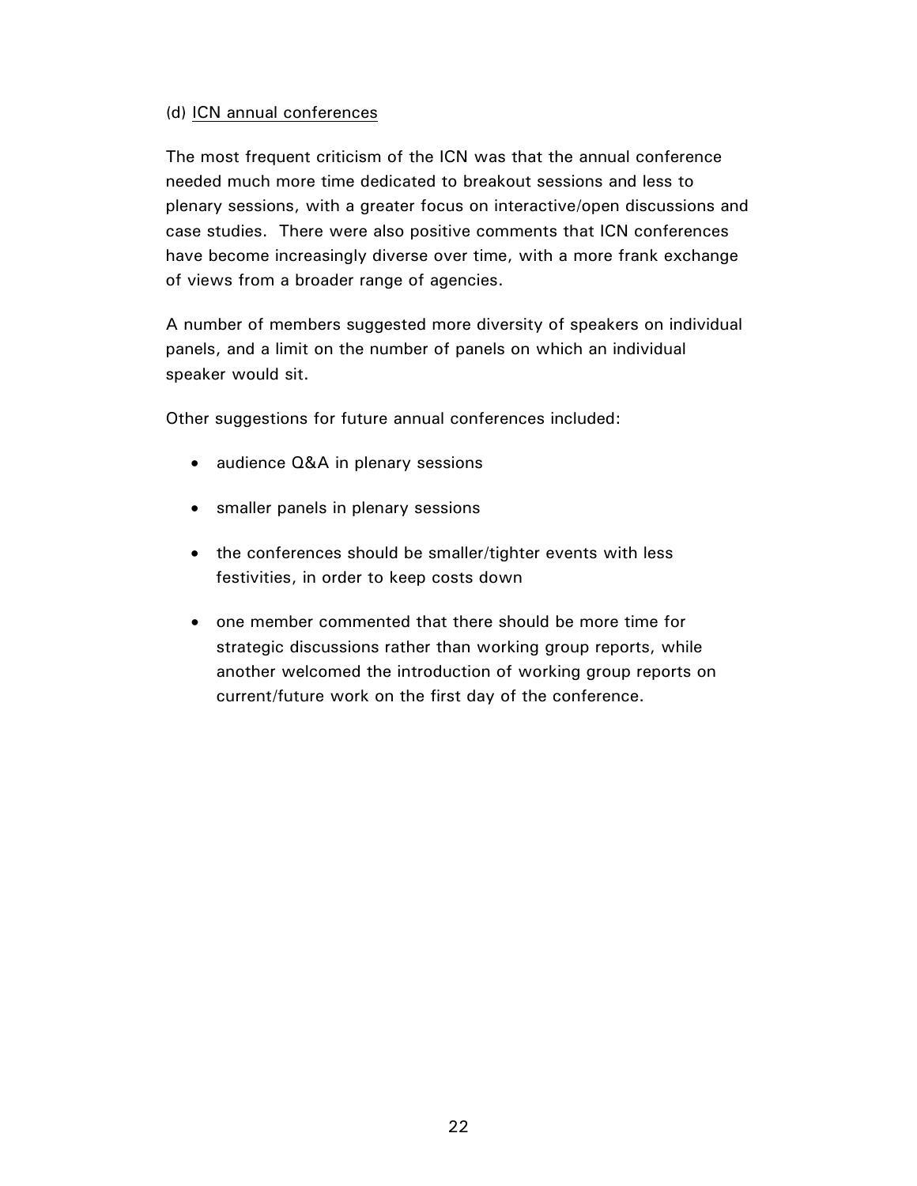(d) ICN annual conferences

The most frequent criticism of the ICN was that the annual conference needed much more time dedicated to breakout sessions and less to plenary sessions, with a greater focus on interactive/open discussions and case studies. There were also positive comments that ICN conferences have become increasingly diverse over time, with a more frank exchange of views from a broader range of agencies.

A number of members suggested more diversity of speakers on individual panels, and a limit on the number of panels on which an individual speaker would sit.

Other suggestions for future annual conferences included:

- audience Q&A in plenary sessions
- smaller panels in plenary sessions
- the conferences should be smaller/tighter events with less festivities, in order to keep costs down
- one member commented that there should be more time for strategic discussions rather than working group reports, while another welcomed the introduction of working group reports on current/future work on the first day of the conference.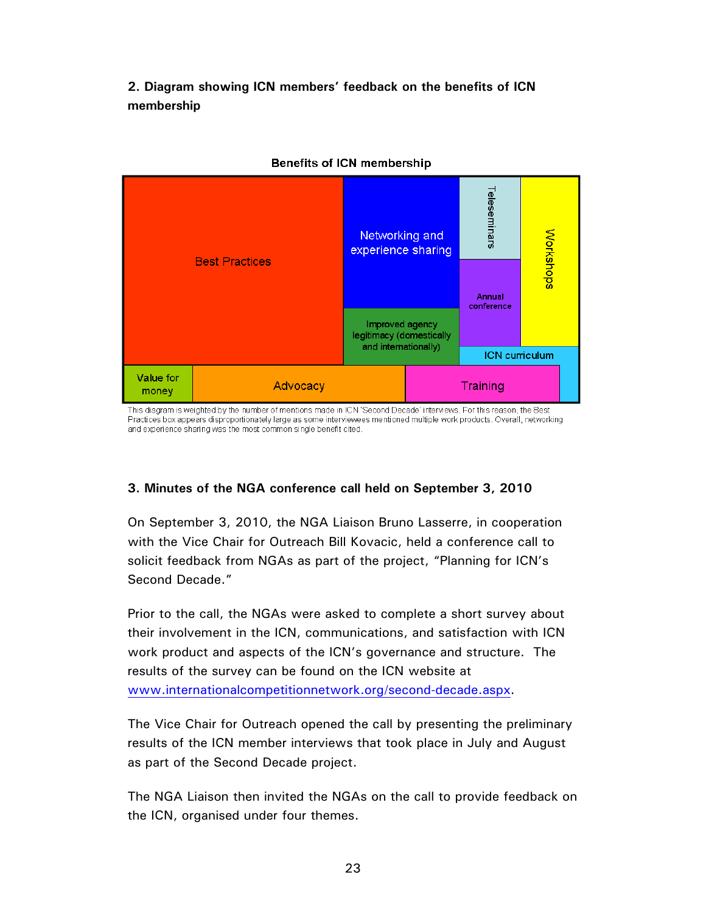**2. Diagram showing ICN members' feedback on the benefits of ICN membership**

Benefits of ICN membership

Best Practices

Networking and experience sharing

Teleseminars

Workshops

Annual conference

Improved agency legitimacy (domestically and internationally)

ICN curriculum

Value for money

Advocacy

Training

This diagram is weighted by the number of mentions made in ICN 'Second Decade' interviews. For this reason, the Best Practices box appears disproportionately large as some interviewees mentioned multiple work products. Overall, networking and experience sharing was the most common single benefit cited.

**3. Minutes of the NGA conference call held on September 3, 2010**

On September 3, 2010, the NGA Liaison Bruno Lasserre, in cooperation with the Vice Chair for Outreach Bill Kovacic, held a conference call to solicit feedback from NGAs as part of the project, "Planning for ICN's Second Decade."

Prior to the call, the NGAs were asked to complete a short survey about their involvement in the ICN, communications, and satisfaction with ICN work product and aspects of the ICN's governance and structure. The results of the survey can be found on the ICN website at www.internationalcompetitionnetwork.org/second-decade.aspx.

The Vice Chair for Outreach opened the call by presenting the preliminary results of the ICN member interviews that took place in July and August as part of the Second Decade project.

The NGA Liaison then invited the NGAs on the call to provide feedback on the ICN, organised under four themes.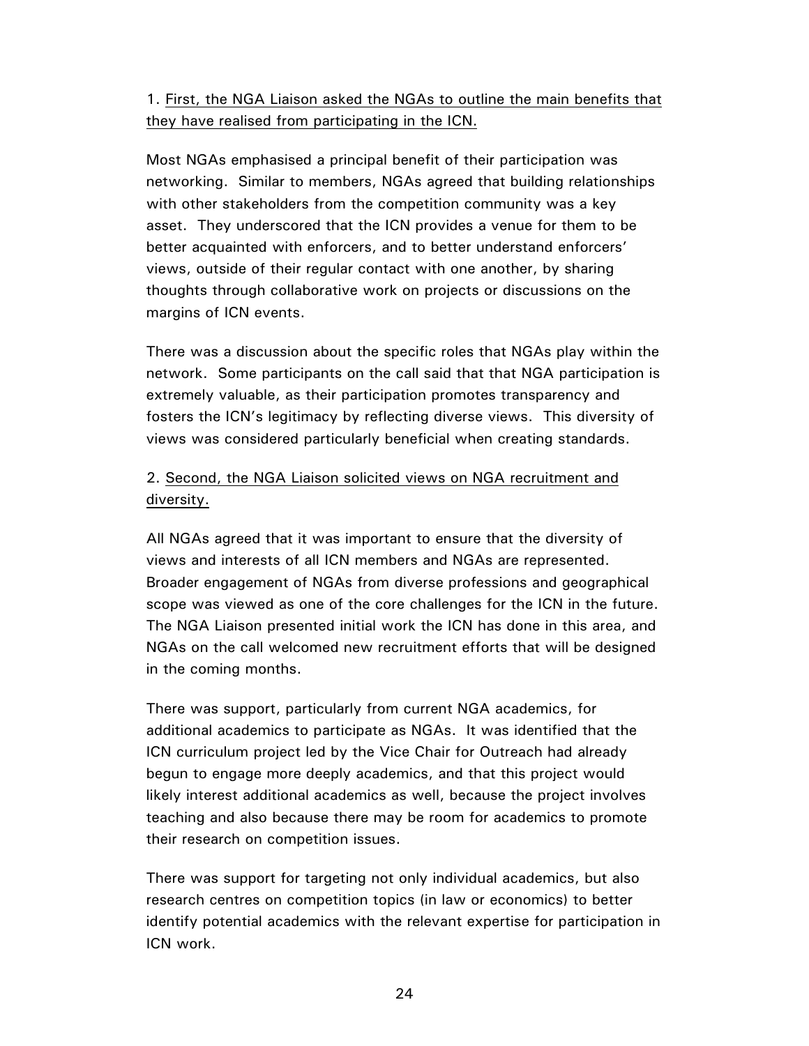1. First, the NGA Liaison asked the NGAs to outline the main benefits that they have realised from participating in the ICN.

Most NGAs emphasised a principal benefit of their participation was networking. Similar to members, NGAs agreed that building relationships with other stakeholders from the competition community was a key asset. They underscored that the ICN provides a venue for them to be better acquainted with enforcers, and to better understand enforcers' views, outside of their regular contact with one another, by sharing thoughts through collaborative work on projects or discussions on the margins of ICN events.

There was a discussion about the specific roles that NGAs play within the network. Some participants on the call said that that NGA participation is extremely valuable, as their participation promotes transparency and fosters the ICN's legitimacy by reflecting diverse views. This diversity of views was considered particularly beneficial when creating standards.

2. Second, the NGA Liaison solicited views on NGA recruitment and diversity.

All NGAs agreed that it was important to ensure that the diversity of views and interests of all ICN members and NGAs are represented. Broader engagement of NGAs from diverse professions and geographical scope was viewed as one of the core challenges for the ICN in the future. The NGA Liaison presented initial work the ICN has done in this area, and NGAs on the call welcomed new recruitment efforts that will be designed in the coming months.

There was support, particularly from current NGA academics, for additional academics to participate as NGAs. It was identified that the ICN curriculum project led by the Vice Chair for Outreach had already begun to engage more deeply academics, and that this project would likely interest additional academics as well, because the project involves teaching and also because there may be room for academics to promote their research on competition issues.

There was support for targeting not only individual academics, but also research centres on competition topics (in law or economics) to better identify potential academics with the relevant expertise for participation in ICN work.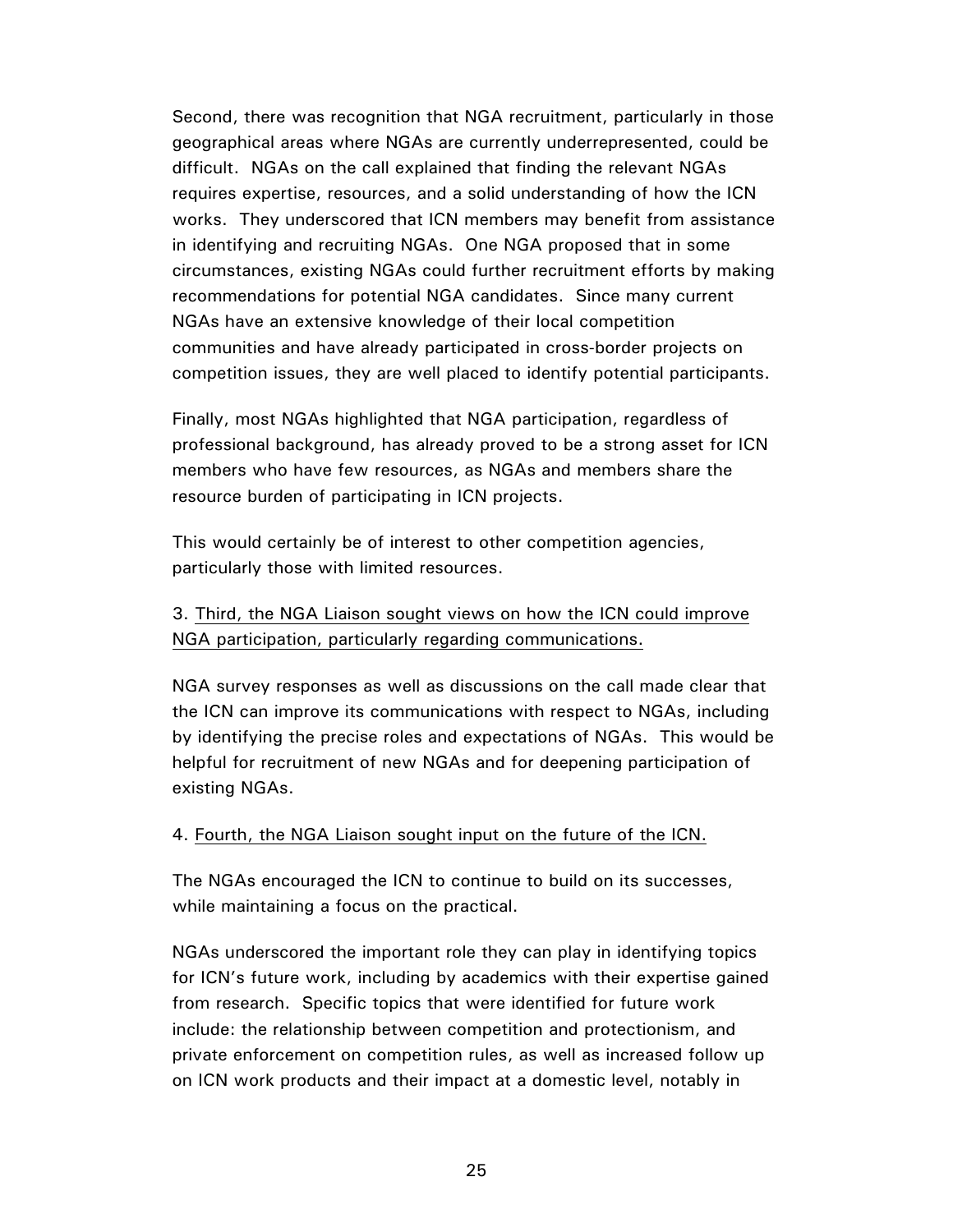Second, there was recognition that NGA recruitment, particularly in those geographical areas where NGAs are currently underrepresented, could be difficult. NGAs on the call explained that finding the relevant NGAs requires expertise, resources, and a solid understanding of how the ICN works. They underscored that ICN members may benefit from assistance in identifying and recruiting NGAs. One NGA proposed that in some circumstances, existing NGAs could further recruitment efforts by making recommendations for potential NGA candidates. Since many current NGAs have an extensive knowledge of their local competition communities and have already participated in cross-border projects on competition issues, they are well placed to identify potential participants.

Finally, most NGAs highlighted that NGA participation, regardless of professional background, has already proved to be a strong asset for ICN members who have few resources, as NGAs and members share the resource burden of participating in ICN projects.

This would certainly be of interest to other competition agencies, particularly those with limited resources.

3. <u>Third, the NGA Liaison sought views on how the ICN could improve NGA participation, particularly regarding communications.</u>

NGA survey responses as well as discussions on the call made clear that the ICN can improve its communications with respect to NGAs, including by identifying the precise roles and expectations of NGAs. This would be helpful for recruitment of new NGAs and for deepening participation of existing NGAs.

4. <u>Fourth, the NGA Liaison sought input on the future of the ICN.</u>

The NGAs encouraged the ICN to continue to build on its successes, while maintaining a focus on the practical.

NGAs underscored the important role they can play in identifying topics for ICN's future work, including by academics with their expertise gained from research. Specific topics that were identified for future work include: the relationship between competition and protectionism, and private enforcement on competition rules, as well as increased follow up on ICN work products and their impact at a domestic level, notably in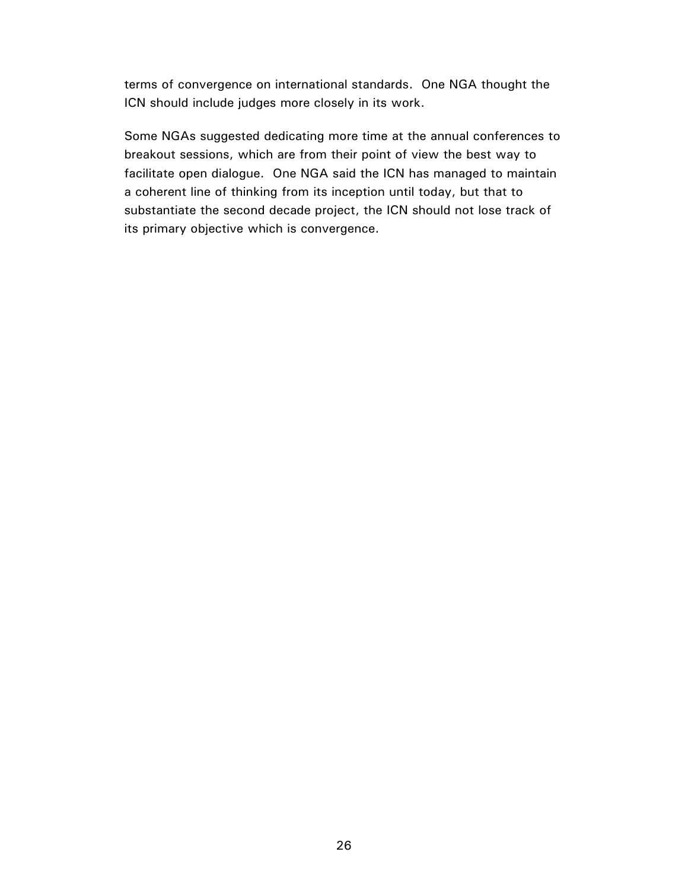terms of convergence on international standards.  One NGA thought the ICN should include judges more closely in its work.

Some NGAs suggested dedicating more time at the annual conferences to breakout sessions, which are from their point of view the best way to facilitate open dialogue.  One NGA said the ICN has managed to maintain a coherent line of thinking from its inception until today, but that to substantiate the second decade project, the ICN should not lose track of its primary objective which is convergence.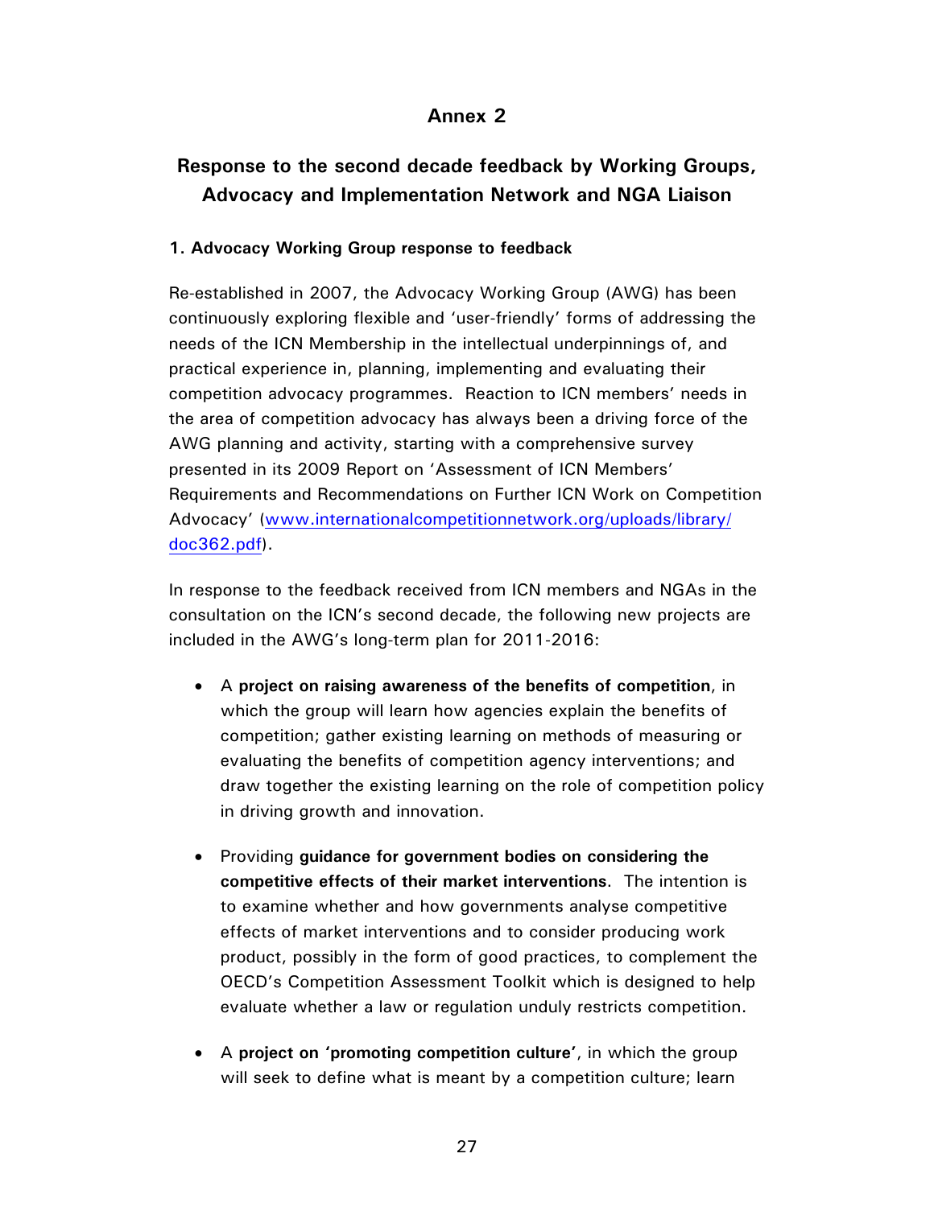# Annex 2

## Response to the second decade feedback by Working Groups, Advocacy and Implementation Network and NGA Liaison

### 1. Advocacy Working Group response to feedback

Re-established in 2007, the Advocacy Working Group (AWG) has been continuously exploring flexible and 'user-friendly' forms of addressing the needs of the ICN Membership in the intellectual underpinnings of, and practical experience in, planning, implementing and evaluating their competition advocacy programmes. Reaction to ICN members' needs in the area of competition advocacy has always been a driving force of the AWG planning and activity, starting with a comprehensive survey presented in its 2009 Report on 'Assessment of ICN Members' Requirements and Recommendations on Further ICN Work on Competition Advocacy' (www.internationalcompetitionnetwork.org/uploads/library/doc362.pdf).

In response to the feedback received from ICN members and NGAs in the consultation on the ICN's second decade, the following new projects are included in the AWG's long-term plan for 2011-2016:

- A **project on raising awareness of the benefits of competition**, in which the group will learn how agencies explain the benefits of competition; gather existing learning on methods of measuring or evaluating the benefits of competition agency interventions; and draw together the existing learning on the role of competition policy in driving growth and innovation.

- Providing **guidance for government bodies on considering the competitive effects of their market interventions**. The intention is to examine whether and how governments analyse competitive effects of market interventions and to consider producing work product, possibly in the form of good practices, to complement the OECD's Competition Assessment Toolkit which is designed to help evaluate whether a law or regulation unduly restricts competition.

- A **project on 'promoting competition culture'**, in which the group will seek to define what is meant by a competition culture; learn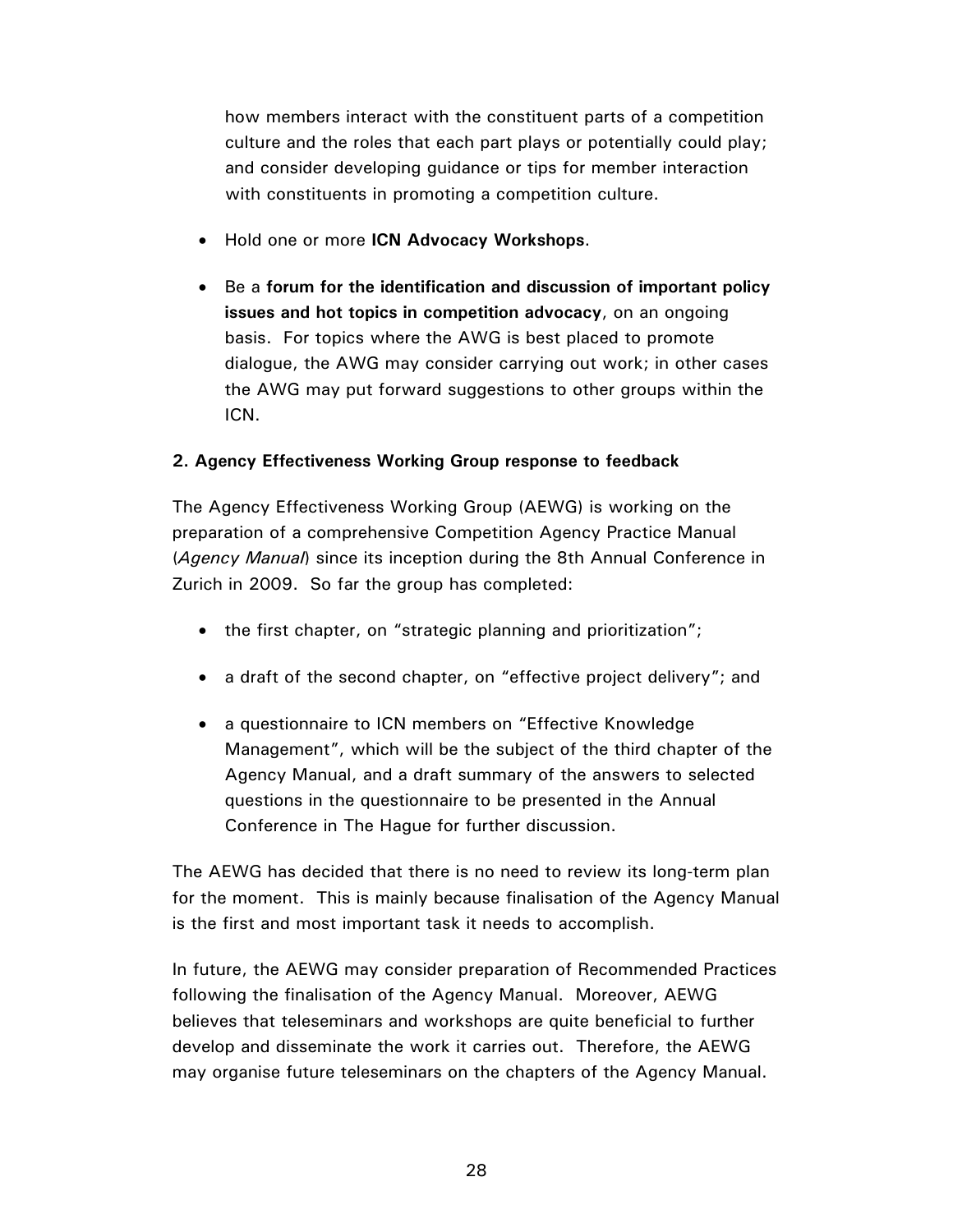how members interact with the constituent parts of a competition culture and the roles that each part plays or potentially could play; and consider developing guidance or tips for member interaction with constituents in promoting a competition culture.

- Hold one or more **ICN Advocacy Workshops**.
- Be a **forum for the identification and discussion of important policy issues and hot topics in competition advocacy**, on an ongoing basis. For topics where the AWG is best placed to promote dialogue, the AWG may consider carrying out work; in other cases the AWG may put forward suggestions to other groups within the ICN.

**2. Agency Effectiveness Working Group response to feedback**

The Agency Effectiveness Working Group (AEWG) is working on the preparation of a comprehensive Competition Agency Practice Manual (*Agency Manual*) since its inception during the 8th Annual Conference in Zurich in 2009. So far the group has completed:

- the first chapter, on "strategic planning and prioritization";
- a draft of the second chapter, on "effective project delivery"; and
- a questionnaire to ICN members on "Effective Knowledge Management", which will be the subject of the third chapter of the Agency Manual, and a draft summary of the answers to selected questions in the questionnaire to be presented in the Annual Conference in The Hague for further discussion.

The AEWG has decided that there is no need to review its long-term plan for the moment. This is mainly because finalisation of the Agency Manual is the first and most important task it needs to accomplish.

In future, the AEWG may consider preparation of Recommended Practices following the finalisation of the Agency Manual. Moreover, AEWG believes that teleseminars and workshops are quite beneficial to further develop and disseminate the work it carries out. Therefore, the AEWG may organise future teleseminars on the chapters of the Agency Manual.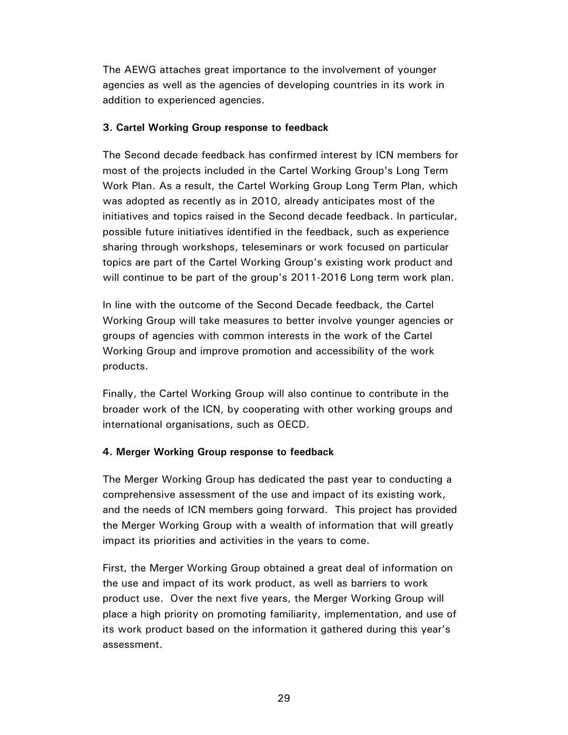The AEWG attaches great importance to the involvement of younger agencies as well as the agencies of developing countries in its work in addition to experienced agencies.

### 3. Cartel Working Group response to feedback

The Second decade feedback has confirmed interest by ICN members for most of the projects included in the Cartel Working Group's Long Term Work Plan. As a result, the Cartel Working Group Long Term Plan, which was adopted as recently as in 2010, already anticipates most of the initiatives and topics raised in the Second decade feedback. In particular, possible future initiatives identified in the feedback, such as experience sharing through workshops, teleseminars or work focused on particular topics are part of the Cartel Working Group's existing work product and will continue to be part of the group's 2011-2016 Long term work plan.

In line with the outcome of the Second Decade feedback, the Cartel Working Group will take measures to better involve younger agencies or groups of agencies with common interests in the work of the Cartel Working Group and improve promotion and accessibility of the work products.

Finally, the Cartel Working Group will also continue to contribute in the broader work of the ICN, by cooperating with other working groups and international organisations, such as OECD.

### 4. Merger Working Group response to feedback

The Merger Working Group has dedicated the past year to conducting a comprehensive assessment of the use and impact of its existing work, and the needs of ICN members going forward. This project has provided the Merger Working Group with a wealth of information that will greatly impact its priorities and activities in the years to come.

First, the Merger Working Group obtained a great deal of information on the use and impact of its work product, as well as barriers to work product use. Over the next five years, the Merger Working Group will place a high priority on promoting familiarity, implementation, and use of its work product based on the information it gathered during this year's assessment.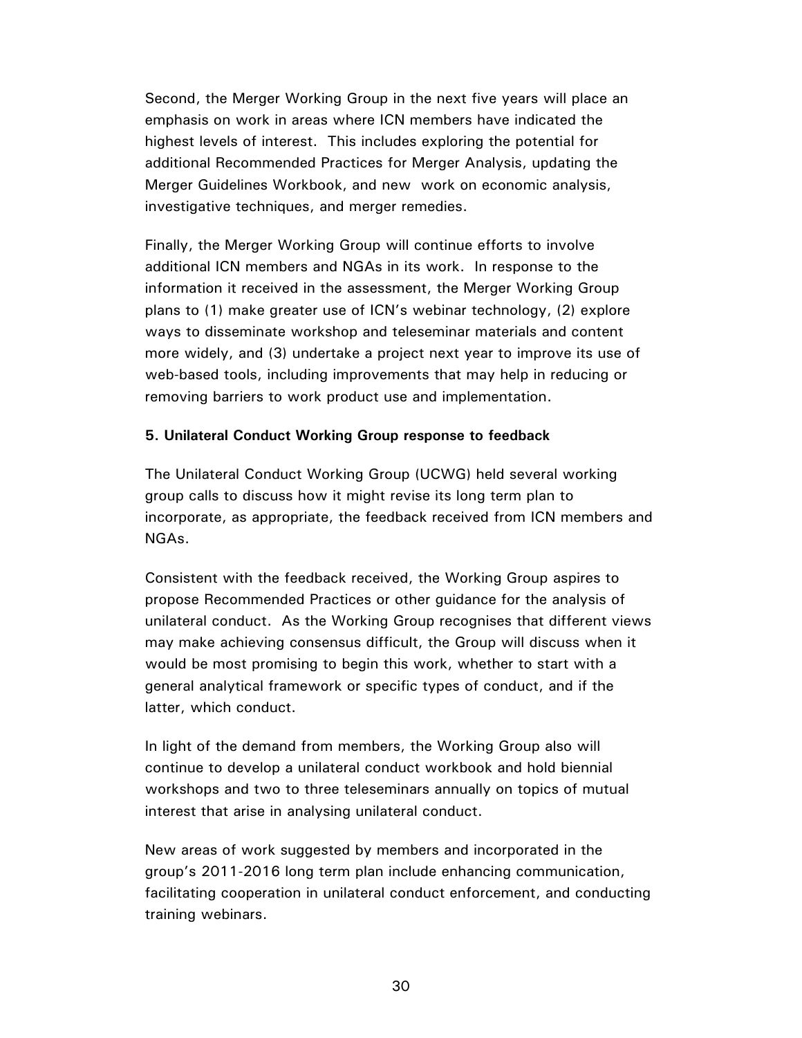Second, the Merger Working Group in the next five years will place an emphasis on work in areas where ICN members have indicated the highest levels of interest. This includes exploring the potential for additional Recommended Practices for Merger Analysis, updating the Merger Guidelines Workbook, and new work on economic analysis, investigative techniques, and merger remedies.

Finally, the Merger Working Group will continue efforts to involve additional ICN members and NGAs in its work. In response to the information it received in the assessment, the Merger Working Group plans to (1) make greater use of ICN's webinar technology, (2) explore ways to disseminate workshop and teleseminar materials and content more widely, and (3) undertake a project next year to improve its use of web-based tools, including improvements that may help in reducing or removing barriers to work product use and implementation.

### 5. Unilateral Conduct Working Group response to feedback

The Unilateral Conduct Working Group (UCWG) held several working group calls to discuss how it might revise its long term plan to incorporate, as appropriate, the feedback received from ICN members and NGAs.

Consistent with the feedback received, the Working Group aspires to propose Recommended Practices or other guidance for the analysis of unilateral conduct. As the Working Group recognises that different views may make achieving consensus difficult, the Group will discuss when it would be most promising to begin this work, whether to start with a general analytical framework or specific types of conduct, and if the latter, which conduct.

In light of the demand from members, the Working Group also will continue to develop a unilateral conduct workbook and hold biennial workshops and two to three teleseminars annually on topics of mutual interest that arise in analysing unilateral conduct.

New areas of work suggested by members and incorporated in the group's 2011-2016 long term plan include enhancing communication, facilitating cooperation in unilateral conduct enforcement, and conducting training webinars.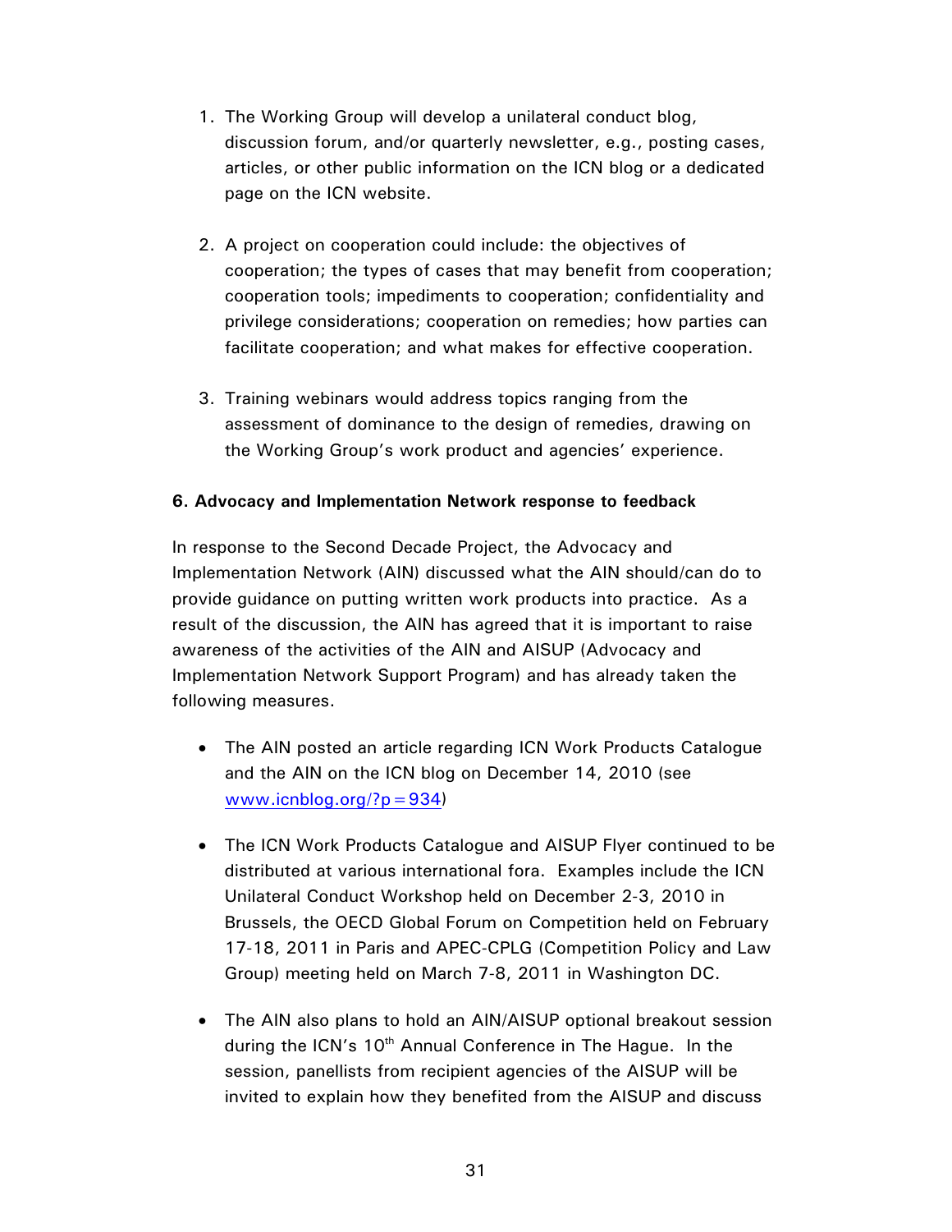1. The Working Group will develop a unilateral conduct blog, discussion forum, and/or quarterly newsletter, e.g., posting cases, articles, or other public information on the ICN blog or a dedicated page on the ICN website.

2. A project on cooperation could include: the objectives of cooperation; the types of cases that may benefit from cooperation; cooperation tools; impediments to cooperation; confidentiality and privilege considerations; cooperation on remedies; how parties can facilitate cooperation; and what makes for effective cooperation.

3. Training webinars would address topics ranging from the assessment of dominance to the design of remedies, drawing on the Working Group's work product and agencies' experience.

**6. Advocacy and Implementation Network response to feedback**

In response to the Second Decade Project, the Advocacy and Implementation Network (AIN) discussed what the AIN should/can do to provide guidance on putting written work products into practice. As a result of the discussion, the AIN has agreed that it is important to raise awareness of the activities of the AIN and AISUP (Advocacy and Implementation Network Support Program) and has already taken the following measures.

- The AIN posted an article regarding ICN Work Products Catalogue and the AIN on the ICN blog on December 14, 2010 (see www.icnblog.org/?p=934)

- The ICN Work Products Catalogue and AISUP Flyer continued to be distributed at various international fora. Examples include the ICN Unilateral Conduct Workshop held on December 2-3, 2010 in Brussels, the OECD Global Forum on Competition held on February 17-18, 2011 in Paris and APEC-CPLG (Competition Policy and Law Group) meeting held on March 7-8, 2011 in Washington DC.

- The AIN also plans to hold an AIN/AISUP optional breakout session during the ICN's 10th Annual Conference in The Hague. In the session, panellists from recipient agencies of the AISUP will be invited to explain how they benefited from the AISUP and discuss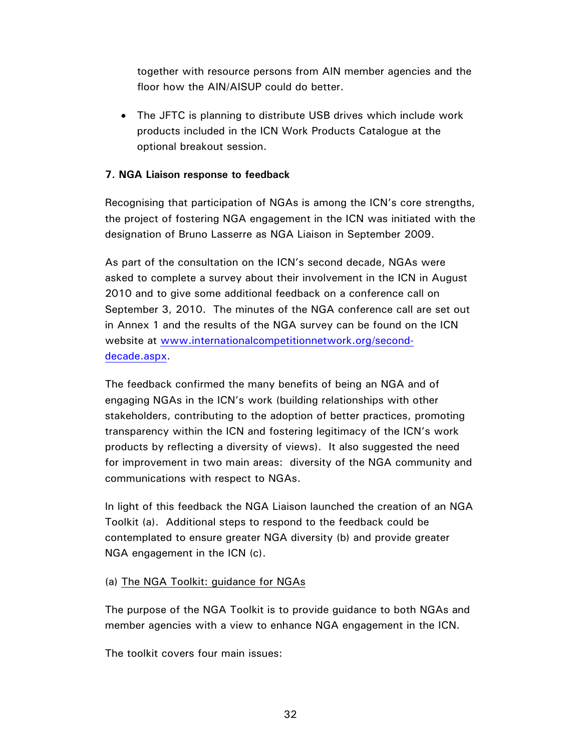together with resource persons from AIN member agencies and the floor how the AIN/AISUP could do better.

- The JFTC is planning to distribute USB drives which include work products included in the ICN Work Products Catalogue at the optional breakout session.

**7. NGA Liaison response to feedback**

Recognising that participation of NGAs is among the ICN's core strengths, the project of fostering NGA engagement in the ICN was initiated with the designation of Bruno Lasserre as NGA Liaison in September 2009.

As part of the consultation on the ICN's second decade, NGAs were asked to complete a survey about their involvement in the ICN in August 2010 and to give some additional feedback on a conference call on September 3, 2010. The minutes of the NGA conference call are set out in Annex 1 and the results of the NGA survey can be found on the ICN website at [www.internationalcompetitionnetwork.org/second-decade.aspx](www.internationalcompetitionnetwork.org/second-decade.aspx).

The feedback confirmed the many benefits of being an NGA and of engaging NGAs in the ICN's work (building relationships with other stakeholders, contributing to the adoption of better practices, promoting transparency within the ICN and fostering legitimacy of the ICN's work products by reflecting a diversity of views). It also suggested the need for improvement in two main areas: diversity of the NGA community and communications with respect to NGAs.

In light of this feedback the NGA Liaison launched the creation of an NGA Toolkit (a). Additional steps to respond to the feedback could be contemplated to ensure greater NGA diversity (b) and provide greater NGA engagement in the ICN (c).

(a) <u>The NGA Toolkit: guidance for NGAs</u>

The purpose of the NGA Toolkit is to provide guidance to both NGAs and member agencies with a view to enhance NGA engagement in the ICN.

The toolkit covers four main issues: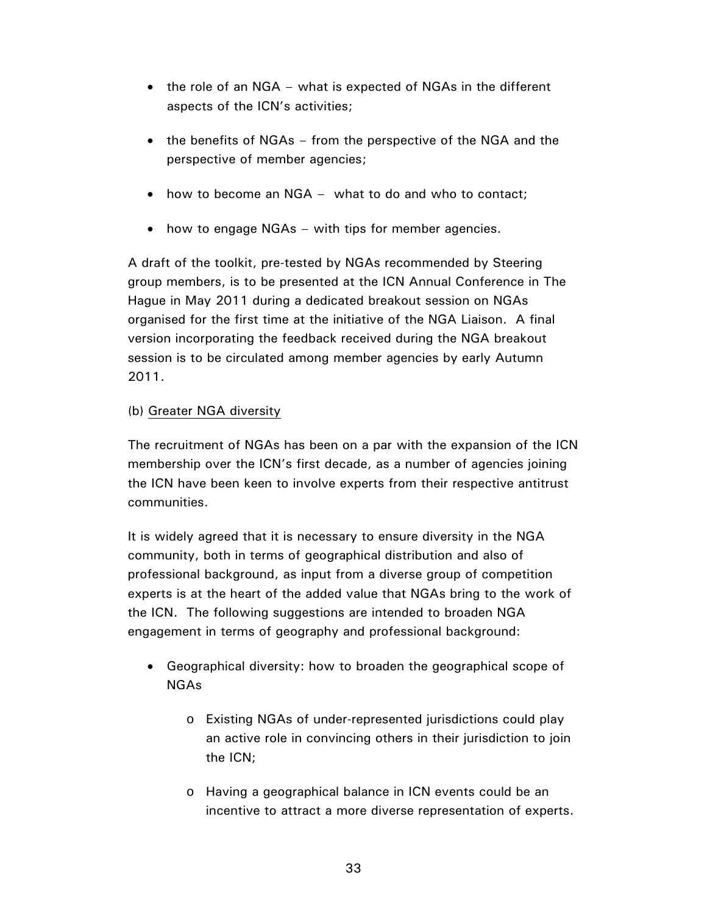- the role of an NGA – what is expected of NGAs in the different aspects of the ICN's activities;

- the benefits of NGAs – from the perspective of the NGA and the perspective of member agencies;

- how to become an NGA – what to do and who to contact;

- how to engage NGAs – with tips for member agencies.

A draft of the toolkit, pre-tested by NGAs recommended by Steering group members, is to be presented at the ICN Annual Conference in The Hague in May 2011 during a dedicated breakout session on NGAs organised for the first time at the initiative of the NGA Liaison. A final version incorporating the feedback received during the NGA breakout session is to be circulated among member agencies by early Autumn 2011.

(b) Greater NGA diversity

The recruitment of NGAs has been on a par with the expansion of the ICN membership over the ICN's first decade, as a number of agencies joining the ICN have been keen to involve experts from their respective antitrust communities.

It is widely agreed that it is necessary to ensure diversity in the NGA community, both in terms of geographical distribution and also of professional background, as input from a diverse group of competition experts is at the heart of the added value that NGAs bring to the work of the ICN. The following suggestions are intended to broaden NGA engagement in terms of geography and professional background:

- Geographical diversity: how to broaden the geographical scope of NGAs
  - Existing NGAs of under-represented jurisdictions could play an active role in convincing others in their jurisdiction to join the ICN;
  - Having a geographical balance in ICN events could be an incentive to attract a more diverse representation of experts.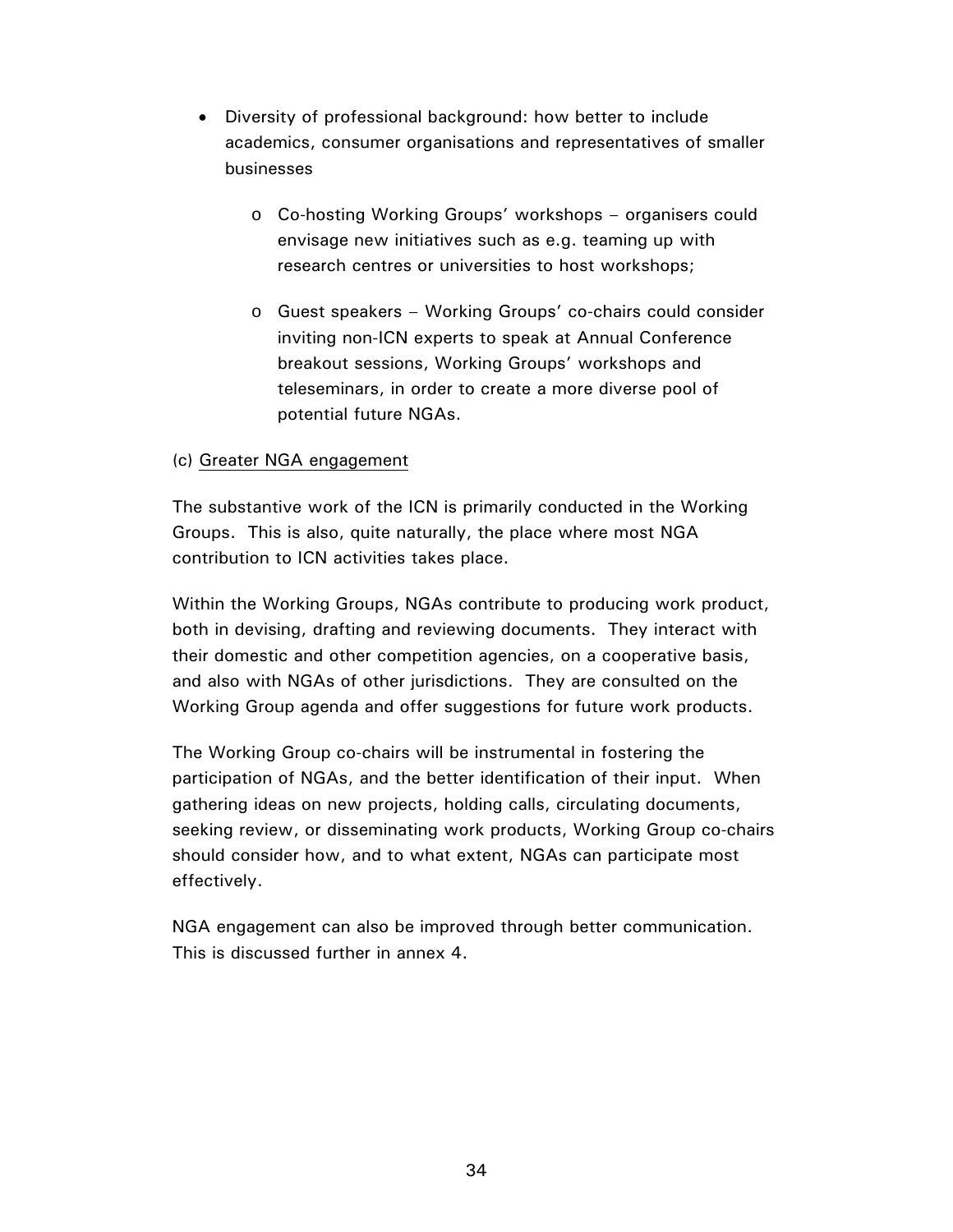- Diversity of professional background: how better to include academics, consumer organisations and representatives of smaller businesses
  - Co-hosting Working Groups' workshops – organisers could envisage new initiatives such as e.g. teaming up with research centres or universities to host workshops;
  - Guest speakers – Working Groups' co-chairs could consider inviting non-ICN experts to speak at Annual Conference breakout sessions, Working Groups' workshops and teleseminars, in order to create a more diverse pool of potential future NGAs.

(c) Greater NGA engagement

The substantive work of the ICN is primarily conducted in the Working Groups. This is also, quite naturally, the place where most NGA contribution to ICN activities takes place.

Within the Working Groups, NGAs contribute to producing work product, both in devising, drafting and reviewing documents. They interact with their domestic and other competition agencies, on a cooperative basis, and also with NGAs of other jurisdictions. They are consulted on the Working Group agenda and offer suggestions for future work products.

The Working Group co-chairs will be instrumental in fostering the participation of NGAs, and the better identification of their input. When gathering ideas on new projects, holding calls, circulating documents, seeking review, or disseminating work products, Working Group co-chairs should consider how, and to what extent, NGAs can participate most effectively.

NGA engagement can also be improved through better communication. This is discussed further in annex 4.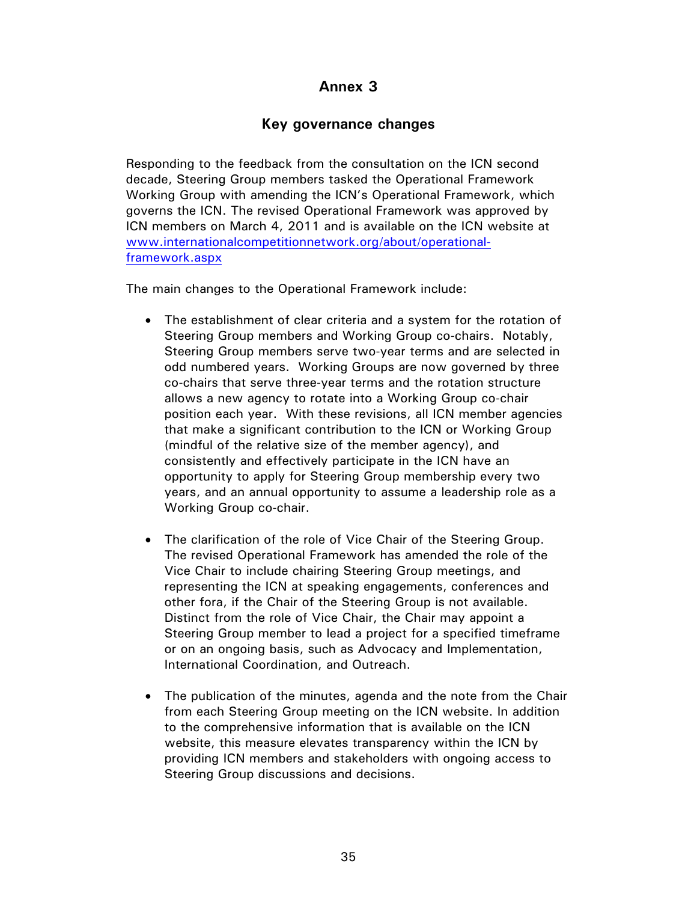# Annex 3

## Key governance changes

Responding to the feedback from the consultation on the ICN second decade, Steering Group members tasked the Operational Framework Working Group with amending the ICN's Operational Framework, which governs the ICN. The revised Operational Framework was approved by ICN members on March 4, 2011 and is available on the ICN website at [www.internationalcompetitionnetwork.org/about/operational-framework.aspx](www.internationalcompetitionnetwork.org/about/operational-framework.aspx)

The main changes to the Operational Framework include:

- The establishment of clear criteria and a system for the rotation of Steering Group members and Working Group co-chairs. Notably, Steering Group members serve two-year terms and are selected in odd numbered years. Working Groups are now governed by three co-chairs that serve three-year terms and the rotation structure allows a new agency to rotate into a Working Group co-chair position each year. With these revisions, all ICN member agencies that make a significant contribution to the ICN or Working Group (mindful of the relative size of the member agency), and consistently and effectively participate in the ICN have an opportunity to apply for Steering Group membership every two years, and an annual opportunity to assume a leadership role as a Working Group co-chair.

- The clarification of the role of Vice Chair of the Steering Group. The revised Operational Framework has amended the role of the Vice Chair to include chairing Steering Group meetings, and representing the ICN at speaking engagements, conferences and other fora, if the Chair of the Steering Group is not available. Distinct from the role of Vice Chair, the Chair may appoint a Steering Group member to lead a project for a specified timeframe or on an ongoing basis, such as Advocacy and Implementation, International Coordination, and Outreach.

- The publication of the minutes, agenda and the note from the Chair from each Steering Group meeting on the ICN website. In addition to the comprehensive information that is available on the ICN website, this measure elevates transparency within the ICN by providing ICN members and stakeholders with ongoing access to Steering Group discussions and decisions.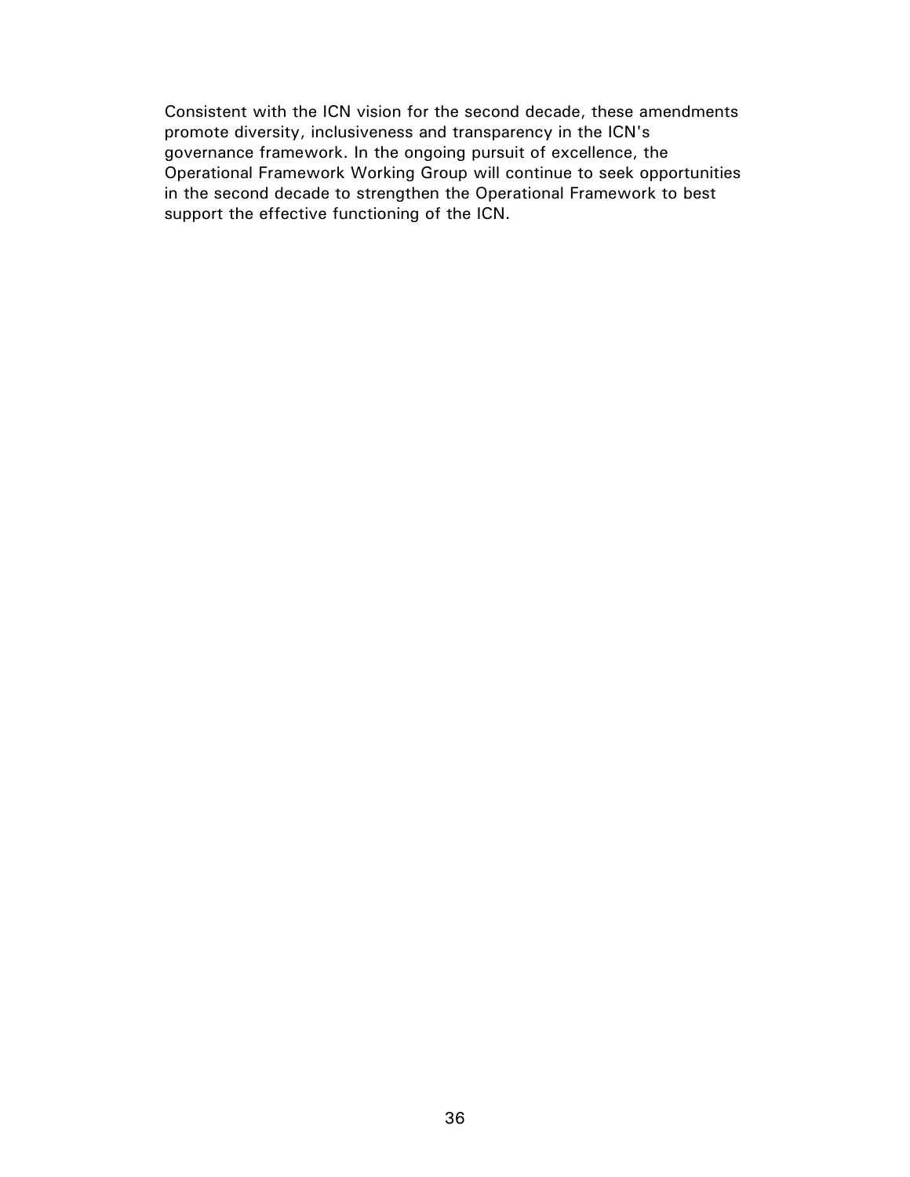Consistent with the ICN vision for the second decade, these amendments promote diversity, inclusiveness and transparency in the ICN's governance framework. In the ongoing pursuit of excellence, the Operational Framework Working Group will continue to seek opportunities in the second decade to strengthen the Operational Framework to best support the effective functioning of the ICN.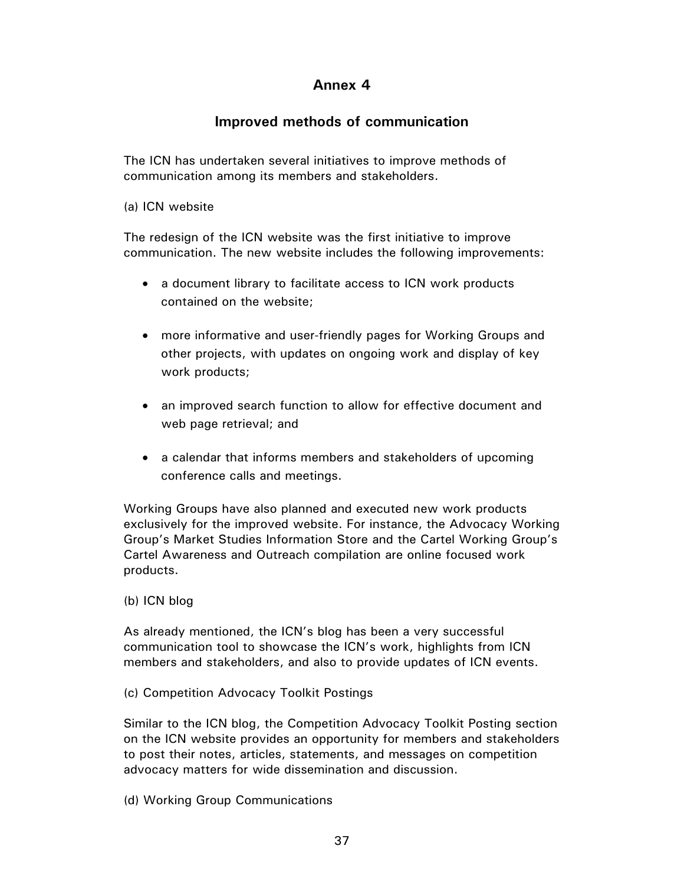# Annex 4

## Improved methods of communication

The ICN has undertaken several initiatives to improve methods of communication among its members and stakeholders.

(a) ICN website

The redesign of the ICN website was the first initiative to improve communication. The new website includes the following improvements:

- a document library to facilitate access to ICN work products contained on the website;
- more informative and user-friendly pages for Working Groups and other projects, with updates on ongoing work and display of key work products;
- an improved search function to allow for effective document and web page retrieval; and
- a calendar that informs members and stakeholders of upcoming conference calls and meetings.

Working Groups have also planned and executed new work products exclusively for the improved website. For instance, the Advocacy Working Group's Market Studies Information Store and the Cartel Working Group's Cartel Awareness and Outreach compilation are online focused work products.

(b) ICN blog

As already mentioned, the ICN's blog has been a very successful communication tool to showcase the ICN's work, highlights from ICN members and stakeholders, and also to provide updates of ICN events.

(c) Competition Advocacy Toolkit Postings

Similar to the ICN blog, the Competition Advocacy Toolkit Posting section on the ICN website provides an opportunity for members and stakeholders to post their notes, articles, statements, and messages on competition advocacy matters for wide dissemination and discussion.

(d) Working Group Communications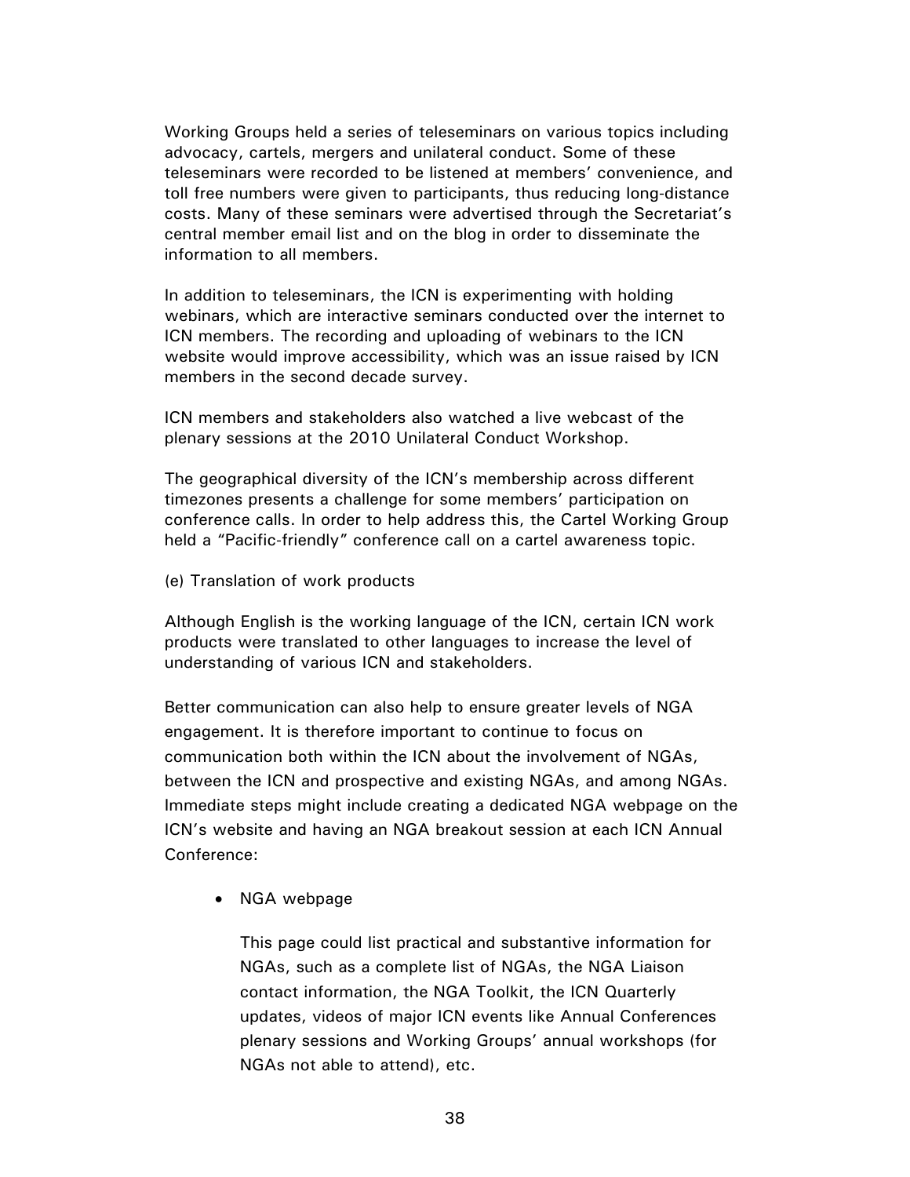Working Groups held a series of teleseminars on various topics including advocacy, cartels, mergers and unilateral conduct. Some of these teleseminars were recorded to be listened at members' convenience, and toll free numbers were given to participants, thus reducing long-distance costs. Many of these seminars were advertised through the Secretariat's central member email list and on the blog in order to disseminate the information to all members.

In addition to teleseminars, the ICN is experimenting with holding webinars, which are interactive seminars conducted over the internet to ICN members. The recording and uploading of webinars to the ICN website would improve accessibility, which was an issue raised by ICN members in the second decade survey.

ICN members and stakeholders also watched a live webcast of the plenary sessions at the 2010 Unilateral Conduct Workshop.

The geographical diversity of the ICN's membership across different timezones presents a challenge for some members' participation on conference calls. In order to help address this, the Cartel Working Group held a "Pacific-friendly" conference call on a cartel awareness topic.

(e) Translation of work products

Although English is the working language of the ICN, certain ICN work products were translated to other languages to increase the level of understanding of various ICN and stakeholders.

Better communication can also help to ensure greater levels of NGA engagement. It is therefore important to continue to focus on communication both within the ICN about the involvement of NGAs, between the ICN and prospective and existing NGAs, and among NGAs. Immediate steps might include creating a dedicated NGA webpage on the ICN's website and having an NGA breakout session at each ICN Annual Conference:

- NGA webpage

  This page could list practical and substantive information for NGAs, such as a complete list of NGAs, the NGA Liaison contact information, the NGA Toolkit, the ICN Quarterly updates, videos of major ICN events like Annual Conferences plenary sessions and Working Groups' annual workshops (for NGAs not able to attend), etc.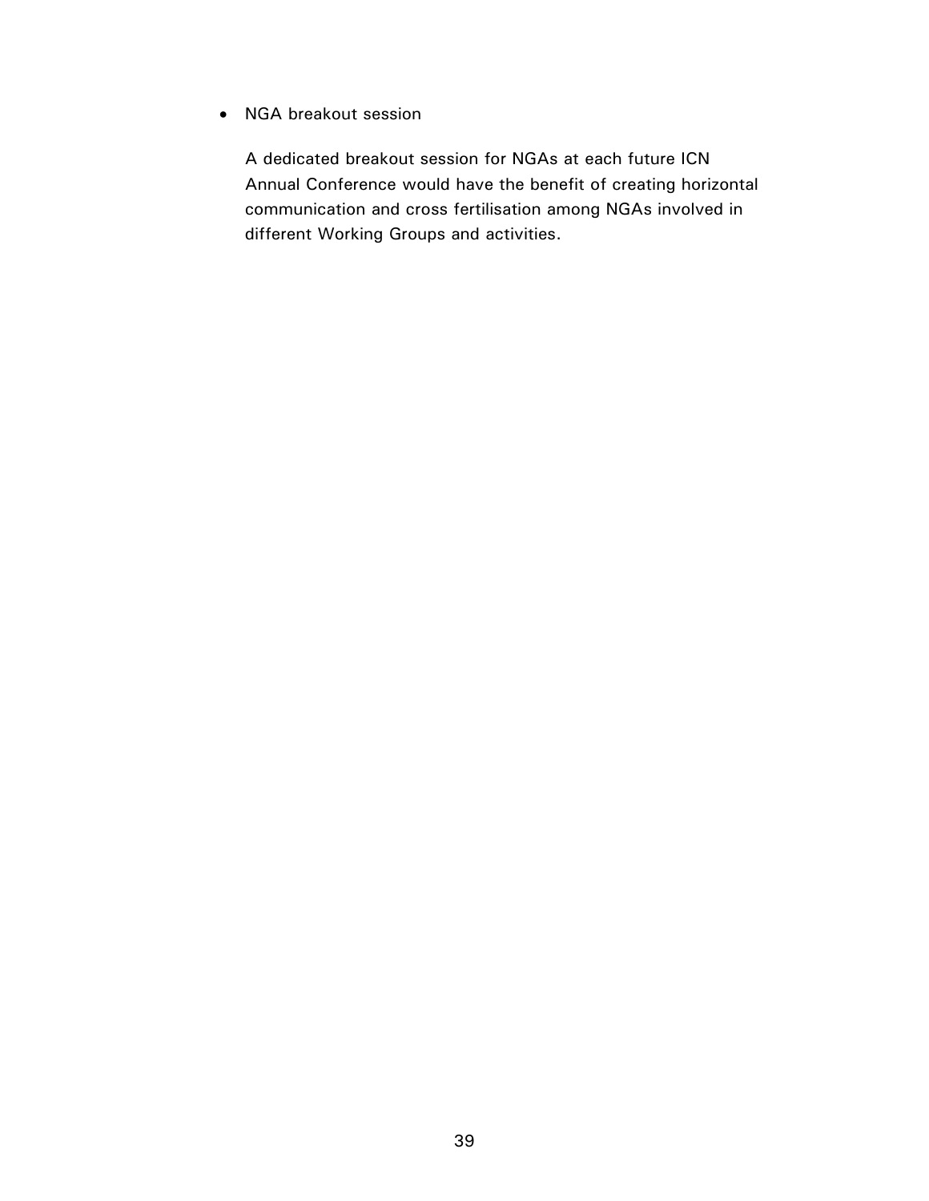- NGA breakout session

  A dedicated breakout session for NGAs at each future ICN Annual Conference would have the benefit of creating horizontal communication and cross fertilisation among NGAs involved in different Working Groups and activities.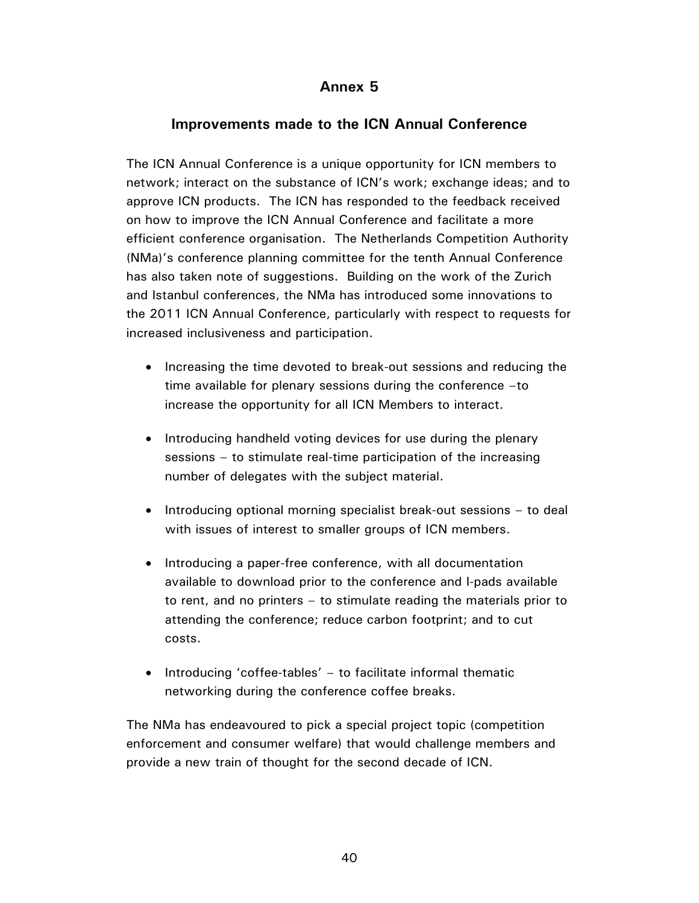# Annex 5

## Improvements made to the ICN Annual Conference

The ICN Annual Conference is a unique opportunity for ICN members to network; interact on the substance of ICN's work; exchange ideas; and to approve ICN products. The ICN has responded to the feedback received on how to improve the ICN Annual Conference and facilitate a more efficient conference organisation. The Netherlands Competition Authority (NMa)'s conference planning committee for the tenth Annual Conference has also taken note of suggestions. Building on the work of the Zurich and Istanbul conferences, the NMa has introduced some innovations to the 2011 ICN Annual Conference, particularly with respect to requests for increased inclusiveness and participation.

- Increasing the time devoted to break-out sessions and reducing the time available for plenary sessions during the conference –to increase the opportunity for all ICN Members to interact.
- Introducing handheld voting devices for use during the plenary sessions – to stimulate real-time participation of the increasing number of delegates with the subject material.
- Introducing optional morning specialist break-out sessions – to deal with issues of interest to smaller groups of ICN members.
- Introducing a paper-free conference, with all documentation available to download prior to the conference and I-pads available to rent, and no printers – to stimulate reading the materials prior to attending the conference; reduce carbon footprint; and to cut costs.
- Introducing 'coffee-tables' – to facilitate informal thematic networking during the conference coffee breaks.

The NMa has endeavoured to pick a special project topic (competition enforcement and consumer welfare) that would challenge members and provide a new train of thought for the second decade of ICN.